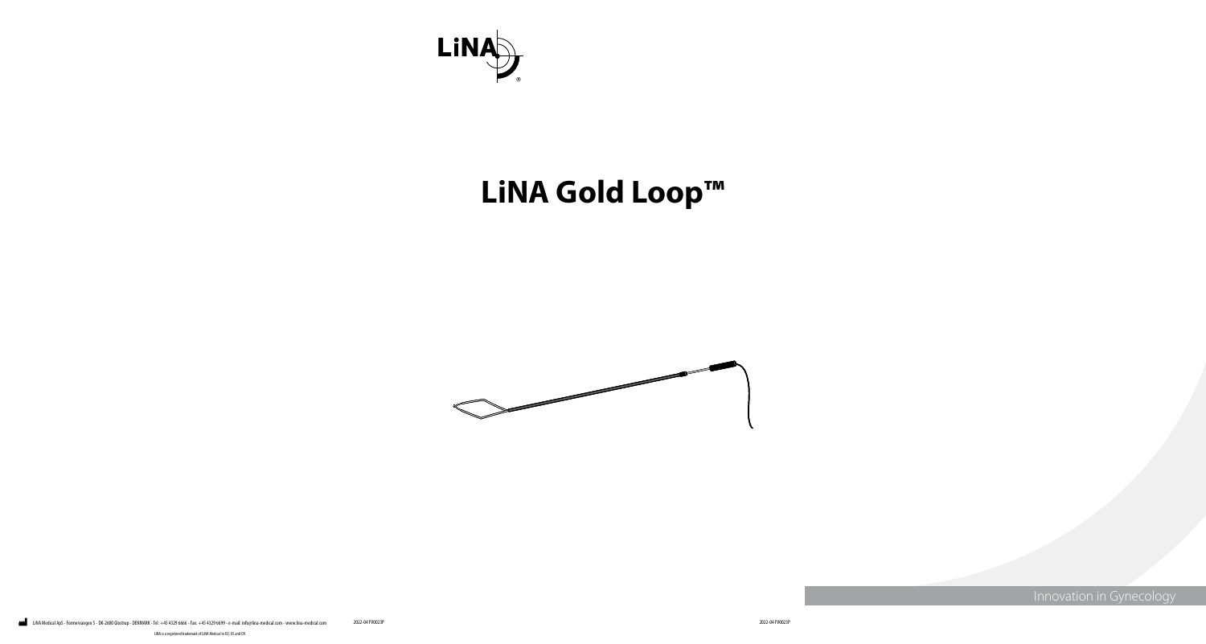LiNA®

# LiNA Gold Loop™

Innovation in Gynecology

LiNA Medical ApS - Formervangen 5 - DK-2600 Glostrup - DENMARK - Tel.: +45 4329 6666 - Fax: +45 4329 6699 - e-mail: info@lina-medical.com - www.lina-medical.com

LiNA is a registered trademark of LiNA Medical in EU, US and CN

2022-04 FW0023P

2022-04 FW0023P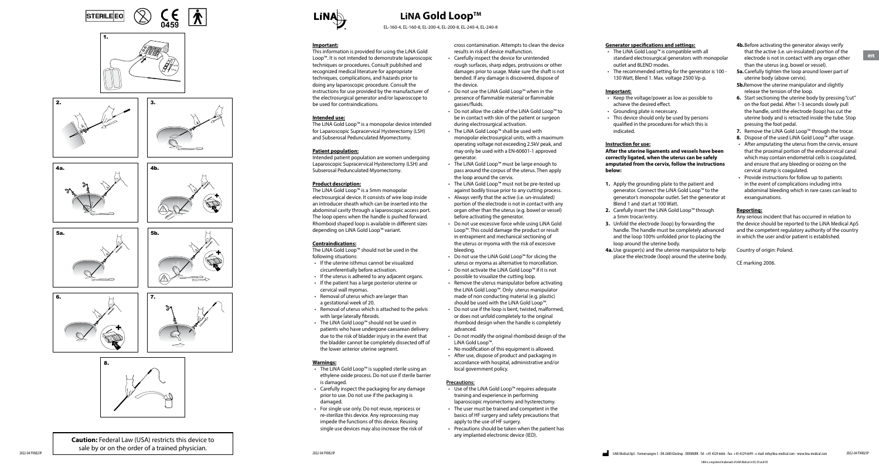STERILE EO

CE 0459

**Caution:** Federal Law (USA) restricts this device to sale by or on the order of a trained physician.

# LiNA Gold Loop™

EL-160-4, EL-160-8, EL-200-4, EL-200-8, EL-240-4, EL-240-8

## Important:

This information is provided for using the LiNA Gold Loop™. It is not intended to demonstrate laparoscopic techniques or procedures. Consult published and recognized medical literature for appropriate techniques, complications, and hazards prior to doing any laparoscopic procedure. Consult the instructions for use provided by the manufacturer of the electrosurgical generator and/or laparoscope to be used for contraindications.

## Intended use:

The LiNA Gold Loop™ is a monopolar device intended for Laparoscopic Supracervical Hysterectomy (LSH) and Subserosal Pedunculated Myomectomy.

## Patient population:

Intended patient population are women undergoing Laparoscopic Supracervical Hysterectomy (LSH) and Subserosal Pedunculated Myomectomy.

## Product description:

The LiNA Gold Loop™ is a 5mm monopolar electrosurgical device. It consists of wire loop inside an introducer sheath which can be inserted into the abdominal cavity through a laparoscopic access port. The loop opens when the handle is pushed forward. Rhomboid shaped loop is available in different sizes depending on LiNA Gold Loop™ variant.

## Contraindications:

The LiNA Gold Loop™ should not be used in the following situations:

- If the uterine isthmus cannot be visualized circumferentially before activation.
- If the uterus is adhered to any adjacent organs.
- If the patient has a large posterior uterine or cervical wall myomas.
- Removal of uterus which are larger than a gestational week of 20.
- Removal of uterus which is attached to the pelvis with large laterally fibroids.
- The LiNA Gold Loop™ should not be used in patients who have undergone caesarean delivery due to the risk of bladder injury in the event that the bladder cannot be completely dissected off of the lower anterior uterine segment.

## Warnings:

- The LiNA Gold Loop™ is supplied sterile using an ethylene oxide process. Do not use if sterile barrier is damaged.
- Carefully inspect the packaging for any damage prior to use. Do not use if the packaging is damaged.
- For single use only. Do not reuse, reprocess or re-sterilize this device. Any reprocessing may impede the functions of this device. Reusing single use devices may also increase the risk of cross contamination. Attempts to clean the device results in risk of device malfunction.
- Carefully inspect the device for unintended rough surfaces, sharp edges, protrusions or other damages prior to usage. Make sure the shaft is not bended. If any damage is discovered, dispose of the device.
- Do not use the LiNA Gold Loop™ when in the presence of flammable material or flammable gasses/fluids.
- Do not allow the cable of the LiNA Gold Loop™ to be in contact with skin of the patient or surgeon during electrosurgical activation.
- The LiNA Gold Loop™ shall be used with monopolar electrosurgical units, with a maximum operating voltage not exceeding 2.5kV peak, and may only be used with a EN-60601-1 approved generator.
- The LiNA Gold Loop™ must be large enough to pass around the corpus of the uterus. Then apply the loop around the cervix.
- The LiNA Gold Loop™ must not be pre-tested up against bodily tissue prior to any cutting process.
- Always verify that the active (i.e. un-insulated) portion of the electrode is not in contact with any organ other than the uterus (e.g. bowel or vessel) before activating the generator.
- Do not use excessive force while using LiNA Gold Loop™. This could damage the product or result in entrapment and mechanical sectioning of the uterus or myoma with the risk of excessive bleeding.
- Do not use the LiNA Gold Loop™ for slicing the uterus or myoma as alternative to morcellation.
- Do not activate the LiNA Gold Loop™ if it is not possible to visualize the cutting loop.
- Remove the uterus manipulator before activating the LiNA Gold Loop™. Only uterus manipulator made of non conducting material (e.g. plastic) should be used with the LiNA Gold Loop™.
- Do not use if the loop is bent, twisted, malformed, or does not unfold completely to the original rhomboid design when the handle is completely advanced.
- Do not modify the original rhomboid design of the LiNA Gold Loop™.
- No modification of this equipment is allowed.
- After use, dispose of product and packaging in accordance with hospital, administrative and/or local government policy.

## Precautions:

- Use of the LiNA Gold Loop™ requires adequate training and experience in performing laparoscopic myomectomy and hysterectomy.
- The user must be trained and competent in the basics of HF surgery and safety precautions that apply to the use of HF surgery.
- Precautions should be taken when the patient has any implanted electronic device (IED).

## Generator specifications and settings:

- The LiNA Gold Loop™ is compatible with all standard electrosurgical generators with monopolar outlet and BLEND modes.
- The recommended setting for the generator is 100 - 130 Watt, Blend 1. Max. voltage 2500 Vp-p.

## Important:

- Keep the voltage/power as low as possible to achieve the desired effect.
- Grounding plate is necessary.
- This device should only be used by persons qualified in the procedures for which this is indicated.

## Instruction for use:

**After the uterine ligaments and vessels have been correctly ligated, when the uterus can be safely amputated from the cervix, follow the instructions below:**

1. Apply the grounding plate to the patient and generator. Connect the LiNA Gold Loop™ to the generator's monopolar outlet. Set the generator at Blend 1 and start at 100 Watt.
2. Carefully insert the LiNA Gold Loop™ through a 5mm trocar/entry.
3. Unfold the electrode (loop) by forwarding the handle. The handle must be completely advanced and the loop 100% unfolded prior to placing the loop around the uterine body.

**4a.** Use grasper(s) and the uterine manipulator to help place the electrode (loop) around the uterine body.

**4b.** Before activating the generator always verify that the active (i.e. un-insulated) portion of the electrode is not in contact with any organ other than the uterus (e.g. bowel or vessel).

**5a.** Carefully tighten the loop around lower part of uterine body (above cervix).

**5b.** Remove the uterine manipulator and slightly release the tension of the loop.

**6.** Start sectioning the uterine body by pressing "cut" on the foot pedal. After 1-3 seconds slowly pull the handle, until the electrode (loop) has cut the uterine body and is retracted inside the tube. Stop pressing the foot pedal.

**7.** Remove the LiNA Gold Loop™ through the trocar.

**8.** Dispose of the used LiNA Gold Loop™ after usage.

- After amputating the uterus from the cervix, ensure that the proximal portion of the endocervical canal which may contain endometrial cells is coagulated, and ensure that any bleeding or oozing on the cervical stump is coagulated.
- Provide instructions for follow up to patients in the event of complications including intra abdominal bleeding which in rare cases can lead to exsanguinations.

## Reporting:

Any serious incident that has occurred in relation to the device should be reported to the LiNA Medical ApS and the competent regulatory authority of the country in which the user and/or patient is established.

Country of origin: Poland.

CE marking 2006.

LiNA Medical ApS - Formervangen 5 - DK-2600 Glostrup - DENMARK - Tel: +45 4329 6666 - Fax: +45 4329 6699 - e-mail: info@lina-medical.com - www.lina-medical.com

LiNA is a registered trademark of LiNA Medical in EU, US and CN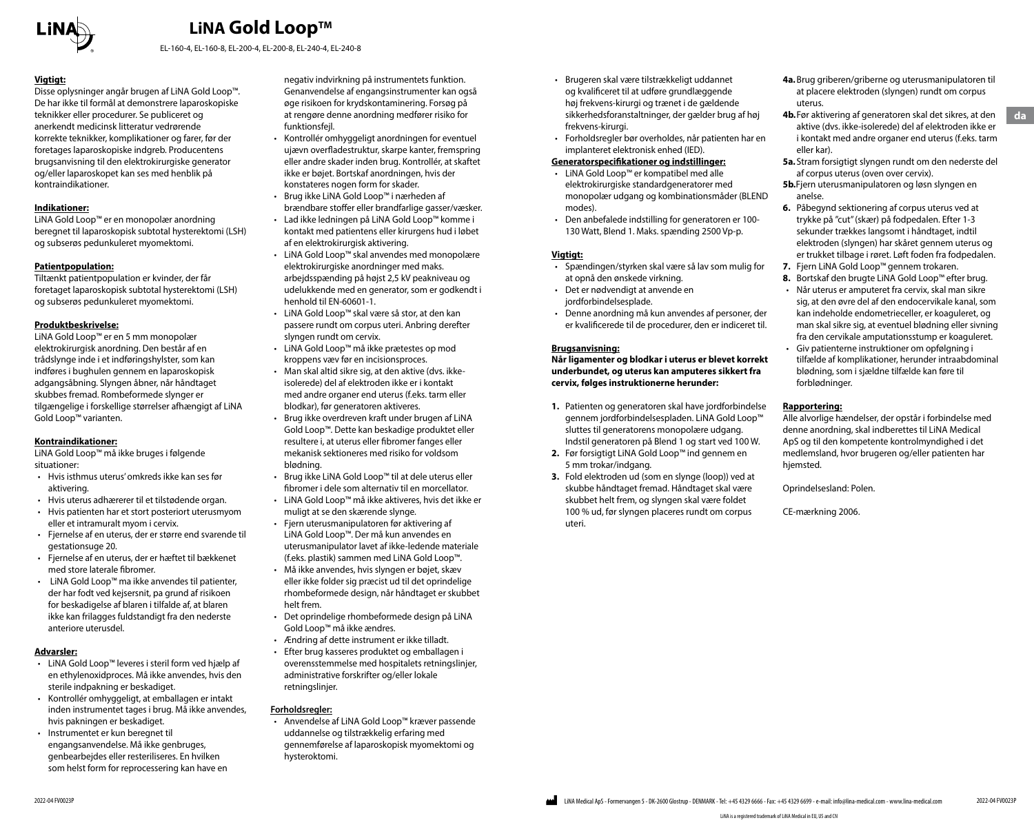# LiNA Gold Loop™

EL-160-4, EL-160-8, EL-200-4, EL-200-8, EL-240-4, EL-240-8

**Vigtigt:**

Disse oplysninger angår brugen af LiNA Gold Loop™. De har ikke til formål at demonstrere laparoskopiske teknikker eller procedurer. Se publiceret og anerkendt medicinsk litteratur vedrørende korrekte teknikker, komplikationer og farer, før der foretages laparoskopiske indgreb. Producentens brugsanvisning til den elektrokirurgiske generator og/eller laparoskopet kan ses med henblik på kontraindikationer.

**Indikationer:**

LiNA Gold Loop™ er en monopolær anordning beregnet til laparoskopisk subtotal hysterektomi (LSH) og subserøs pedunkuleret myomektomi.

**Patientpopulation:**

Tiltænkt patientpopulation er kvinder, der får foretaget laparoskopisk subtotal hysterektomi (LSH) og subserøs pedunkuleret myomektomi.

**Produktbeskrivelse:**

LiNA Gold Loop™ er en 5 mm monopolær elektrokirurgisk anordning. Den består af en trådslynge inde i et indføringshylster, som kan indføres i bughulen gennem en laparoskopisk adgangsåbning. Slyngen åbner, når håndtaget skubbes fremad. Rombeformede slynger er tilgængelige i forskellige størrelser afhængigt af LiNA Gold Loop™ varianten.

**Kontraindikationer:**

LiNA Gold Loop™ må ikke bruges i følgende situationer:

- Hvis isthmus uterus' omkreds ikke kan ses før aktivering.
- Hvis uterus adhærerer til et tilstødende organ.
- Hvis patienten har et stort posteriort uterusmyom eller et intramuralt myom i cervix.
- Fjernelse af en uterus, der er større end svarende til gestationsuge 20.
- Fjernelse af en uterus, der er hæftet til bækkenet med store laterale fibromer.
- LiNA Gold Loop™ ma ikke anvendes til patienter, der har født ved kejsersnit, pa grund af risikoen for beskadigelse af blaren i tilfalde af, at blaren ikke kan frilagges fuldstandigt fra den nederste anteriore uterusdel.

**Advarsler:**

- LiNA Gold Loop™ leveres i steril form ved hjælp af en ethylenoxidproces. Må ikke anvendes, hvis den sterile indpakning er beskadiget.
- Kontrollér omhyggeligt, at emballagen er intakt inden instrumentet tages i brug. Må ikke anvendes, hvis pakningen er beskadiget.
- Instrumentet er kun beregnet til engangsanvendelse. Må ikke genbruges, genbearbejdes eller resteriliseres. En hvilken som helst form for reprocessering kan have en negativ indvirkning på instrumentets funktion. Genanvendelse af engangsinstrumenter kan også øge risikoen for krydskontaminering. Forsøg på at rengøre denne anordning medfører risiko for funktionsfejl.
- Kontrollér omhyggeligt anordningen for eventuel ujævn overfladestruktur, skarpe kanter, fremspring eller andre skader inden brug. Kontrollér, at skaftet ikke er bøjet. Bortskaf anordningen, hvis der konstateres nogen form for skader.
- Brug ikke LiNA Gold Loop™ i nærheden af brændbare stoffer eller brandfarlige gasser/væsker.
- Lad ikke ledningen på LiNA Gold Loop™ komme i kontakt med patientens eller kirurgens hud i løbet af en elektrokirurgisk aktivering.
- LiNA Gold Loop™ skal anvendes med monopolære elektrokirurgiske anordninger med maks. arbejdsspænding på højst 2,5 kV peakniveau og udelukkende med en generator, som er godkendt i henhold til EN-60601-1.
- LiNA Gold Loop™ skal være så stor, at den kan passere rundt om corpus uteri. Anbring derefter slyngen rundt om cervix.
- LiNA Gold Loop™ må ikke prætestes op mod kroppens væv før en incisionsproces.
- Man skal altid sikre sig, at den aktive (dvs. ikke-isolerede) del af elektroden ikke er i kontakt med andre organer end uterus (f.eks. tarm eller blodkar), før generatoren aktiveres.
- Brug ikke overdreven kraft under brugen af LiNA Gold Loop™. Dette kan beskadige produktet eller resultere i, at uterus eller fibromer fanges eller mekanisk sektioneres med risiko for voldsom blødning.
- Brug ikke LiNA Gold Loop™ til at dele uterus eller fibromer i dele som alternativ til en morcellator.
- LiNA Gold Loop™ må ikke aktiveres, hvis det ikke er muligt at se den skærende slynge.
- Fjern uterusmanipulatoren før aktivering af LiNA Gold Loop™. Der må kun anvendes en uterusmanipulator lavet af ikke-ledende materiale (f.eks. plastik) sammen med LiNA Gold Loop™.
- Må ikke anvendes, hvis slyngen er bøjet, skæv eller ikke folder sig præcist ud til det oprindelige rhombeformede design, når håndtaget er skubbet helt frem.
- Det oprindelige rhombeformede design på LiNA Gold Loop™ må ikke ændres.
- Ændring af dette instrument er ikke tilladt.
- Efter brug kasseres produktet og emballagen i overensstemmelse med hospitalets retningslinjer, administrative forskrifter og/eller lokale retningslinjer.

**Forholdsregler:**

- Anvendelse af LiNA Gold Loop™ kræver passende uddannelse og tilstrækkelig erfaring med gennemførelse af laparoskopisk myomektomi og hysteroktomi.
- Brugeren skal være tilstrækkeligt uddannet og kvalificeret til at udføre grundlæggende høj frekvens-kirurgi og trænet i de gældende sikkerhedsforanstaltninger, der gælder brug af høj frekvens-kirurgi.
- Forholdsregler bør overholdes, når patienten har en implanteret elektronisk enhed (IED).

**Generatorspecifikationer og indstillinger:**

- LiNA Gold Loop™ er kompatibel med alle elektrokirurgiske standardgeneratorer med monopolær udgang og kombinationsmåder (BLEND modes).
- Den anbefalede indstilling for generatoren er 100-130 Watt, Blend 1. Maks. spænding 2500 Vp-p.

**Vigtigt:**

- Spændingen/styrken skal være så lav som mulig for at opnå den ønskede virkning.
- Det er nødvendigt at anvende en jordforbindelsesplade.
- Denne anordning må kun anvendes af personer, der er kvalificerede til de procedurer, den er indiceret til.

**Brugsanvisning:**

**Når ligamenter og blodkar i uterus er blevet korrekt underbundet, og uterus kan amputeres sikkert fra cervix, følges instruktionerne herunder:**

1. Patienten og generatoren skal have jordforbindelse gennem jordforbindelsespladen. LiNA Gold Loop™ sluttes til generatorens monopolære udgang. Indstil generatoren på Blend 1 og start ved 100 W.
2. Før forsigtigt LiNA Gold Loop™ ind gennem en 5 mm trokar/indgang.
3. Fold elektroden ud (som en slynge (loop)) ved at skubbe håndtaget fremad. Håndtaget skal være skubbet helt frem, og slyngen skal være foldet 100 % ud, før slyngen placeres rundt om corpus uteri.

**4a.** Brug griberen/griberne og uterusmanipulatoren til at placere elektroden (slyngen) rundt om corpus uterus.

**4b.** Før aktivering af generatoren skal det sikres, at den aktive (dvs. ikke-isolerede) del af elektroden ikke er i kontakt med andre organer end uterus (f.eks. tarm eller kar).

**5a.** Stram forsigtigt slyngen rundt om den nederste del af corpus uterus (oven over cervix).

**5b.** Fjern uterusmanipulatoren og løsn slyngen en anelse.

**6.** Påbegynd sektionering af corpus uterus ved at trykke på "cut" (skær) på fodpedalen. Efter 1-3 sekunder trækkes langsomt i håndtaget, indtil elektroden (slyngen) har skåret gennem uterus og er trukket tilbage i røret. Løft foden fra fodpedalen.

**7.** Fjern LiNA Gold Loop™ gennem trokaren.

**8.** Bortskaf den brugte LiNA Gold Loop™ efter brug.

- Når uterus er amputeret fra cervix, skal man sikre sig, at den øvre del af den endocervikale kanal, som kan indeholde endometrieceller, er koaguleret, og man skal sikre sig, at eventuel blødning eller sivning fra den cervikale amputationsstump er koaguleret.
- Giv patienterne instruktioner om opfølgning i tilfælde af komplikationer, herunder intraabdominal blødning, som i sjældne tilfælde kan føre til forblødninger.

**Rapportering:**

Alle alvorlige hændelser, der opstår i forbindelse med denne anordning, skal indberettes til LiNA Medical ApS og til den kompetente kontrolmyndighed i det medlemsland, hvor brugeren og/eller patienten har hjemsted.

Oprindelsesland: Polen.

CE-mærkning 2006.

LiNA Medical ApS - Formervangen 5 - DK-2600 Glostrup - DENMARK - Tel: +45 4329 6666 - Fax: +45 4329 6699 - e-mail: info@lina-medical.com - www.lina-medical.com

LiNA is a registered trademark of LiNA Medical in EU, US and CN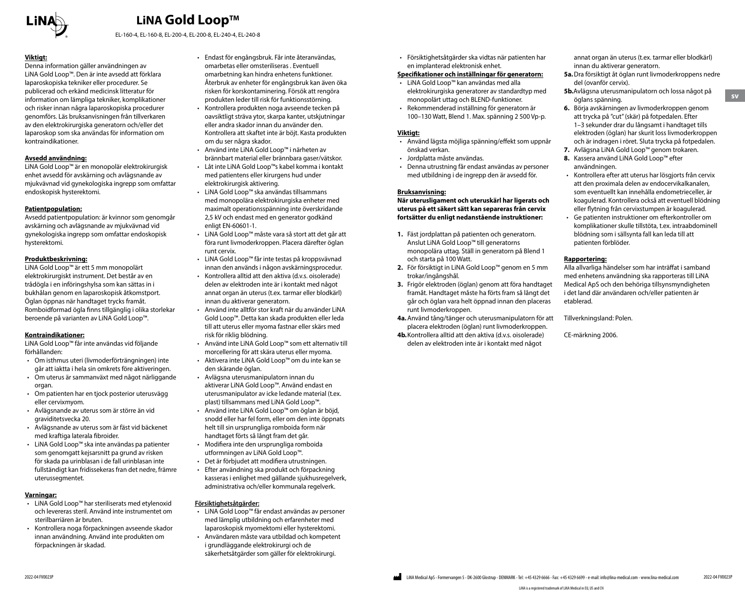# LiNA Gold Loop™

EL-160-4, EL-160-8, EL-200-4, EL-200-8, EL-240-4, EL-240-8

**Viktigt:**

Denna information gäller användningen av LiNA Gold Loop™. Den är inte avsedd att förklara laparoskopiska tekniker eller procedurer. Se publicerad och erkänd medicinsk litteratur för information om lämpliga tekniker, komplikationer och risker innan några laparoskopiska procedurer genomförs. Läs bruksanvisningen från tillverkaren av den elektrokirurgiska generatorn och/eller det laparoskop som ska användas för information om kontraindikationer.

**Avsedd användning:**

LiNA Gold Loop™ är en monopolär elektrokirurgisk enhet avsedd för avskärning och avlägsnande av mjukvävnad vid gynekologiska ingrepp som omfattar endoskopisk hysterektomi.

**Patientpopulation:**

Avsedd patientpopulation: är kvinnor som genomgår avskärning och avlägsnande av mjukvävnad vid gynekologiska ingrepp som omfattar endoskopisk hysterektomi.

**Produktbeskrivning:**

LiNA Gold Loop™ är ett 5 mm monopolärt elektrokirurgiskt instrument. Det består av en trådögla i en införingshylsa som kan sättas in i bukhålan genom en laparoskopisk åtkomstport. Öglan öppnas när handtaget trycks framåt. Romboidformad ögla finns tillgänglig i olika storlekar beroende på varianten av LiNA Gold Loop™.

**Kontraindikationer:**

LiNA Gold Loop™ får inte användas vid följande förhållanden:

- Om isthmus uteri (livmoderförträngningen) inte går att iaktta i hela sin omkrets före aktiveringen.
- Om uterus är sammanväxt med något närliggande organ.
- Om patienten har en tjock posterior uterusvägg eller cervixmyom.
- Avlägsnande av uterus som är större än vid graviditetsvecka 20.
- Avlägsnande av uterus som är fäst vid bäckenet med kraftiga laterala fibroider.
- LiNA Gold Loop™ ska inte användas pa patienter som genomgatt kejsarsnitt pa grund av risken för skada pa urinblasan i de fall urinblasan inte fullständigt kan fridissekeras fran det nedre, främre uterussegmentet.

**Varningar:**

- LiNA Gold Loop™ har steriliserats med etylenoxid och levereras steril. Använd inte instrumentet om sterilbarriären är bruten.
- Kontrollera noga förpackningen avseende skador innan användning. Använd inte produkten om förpackningen är skadad.
- Endast för engångsbruk. Får inte återanvändas, omarbetas eller omsteriliseras . Eventuell omarbetning kan hindra enhetens funktioner. Återbruk av enheter för engångsbruk kan även öka risken för korskontaminering. Försök att rengöra produkten leder till risk för funktionsstörning.
- Kontrollera produkten noga avseende tecken på oavsiktligt sträva ytor, skarpa kanter, utskjutningar eller andra skador innan du använder den. Kontrollera att skaftet inte är böjt. Kasta produkten om du ser några skador.
- Använd inte LiNA Gold Loop™ i närheten av brännbart material eller brännbara gaser/vätskor.
- Låt inte LiNA Gold Loop™s kabel komma i kontakt med patientens eller kirurgens hud under elektrokirurgisk aktivering.
- LiNA Gold Loop™ ska användas tillsammans med monopolära elektrokirurgiska enheter med maximalt operationsspänning inte överskridande 2,5 kV och endast med en generator godkänd enligt EN-60601-1.
- LiNA Gold Loop™ måste vara så stort att det går att föra runt livmoderkroppen. Placera därefter öglan runt cervix.
- LiNA Gold Loop™ får inte testas på kroppsvävnad innan den används i någon avskärningsprocedur.
- Kontrollera alltid att den aktiva (d.v.s. oisolerade) delen av elektroden inte är i kontakt med något annat organ än uterus (t.ex. tarmar eller blodkärl) innan du aktiverar generatorn.
- Använd inte alltför stor kraft när du använder LiNA Gold Loop™. Detta kan skada produkten eller leda till att uterus eller myoma fastnar eller skärs med risk för riklig blödning.
- Använd inte LiNA Gold Loop™ som ett alternativ till morcellering för att skära uterus eller myoma.
- Aktivera inte LiNA Gold Loop™ om du inte kan se den skärande öglan.
- Avlägsna uterusmanipulatorn innan du aktiverar LiNA Gold Loop™. Använd endast en uterusmanipulator av icke ledande material (t.ex. plast) tillsammans med LiNA Gold Loop™.
- Använd inte LiNA Gold Loop™ om öglan är böjd, snodd eller har fel form, eller om den inte öppnats helt till sin ursprungliga romboida form när handtaget förts så långt fram det går.
- Modifiera inte den ursprungliga romboida utformningen av LiNA Gold Loop™.
- Det är förbjudet att modifiera utrustningen.
- Efter användning ska produkt och förpackning kasseras i enlighet med gällande sjukhusregelverk, administrativa och/eller kommunala regelverk.

**Försiktighetsåtgärder:**

- LiNA Gold Loop™ får endast användas av personer med lämplig utbildning och erfarenheter med laparoskopisk myomektomi eller hysterektomi.
- Användaren måste vara utbildad och kompetent i grundläggande elektrokirurgi och de säkerhetsåtgärder som gäller för elektrokirurgi.
- Försiktighetsåtgärder ska vidtas när patienten har en implanterad elektronisk enhet.

**Specifikationer och inställningar för generatorn:**

- LiNA Gold Loop™ kan användas med alla elektrokirurgiska generatorer av standardtyp med monopolärt uttag och BLEND-funktioner.
- Rekommenderad inställning för generatorn är 100–130 Watt, Blend 1. Max. spänning 2 500 Vp-p.

**Viktigt:**

- Använd lägsta möjliga spänning/effekt som uppnår önskad verkan.
- Jordplatta måste användas.
- Denna utrustning får endast användas av personer med utbildning i de ingrepp den är avsedd för.

**Bruksanvisning:**

**När uterusligament och uteruskärl har ligerats och uterus på ett säkert sätt kan separeras från cervix fortsätter du enligt nedanstående instruktioner:**

1. Fäst jordplattan på patienten och generatorn. Anslut LiNA Gold Loop™ till generatorns monopolära uttag. Ställ in generatorn på Blend 1 och starta på 100 Watt.
2. För försiktigt in LiNA Gold Loop™ genom en 5 mm trokar/ingångshål.
3. Frigör elektroden (öglan) genom att föra handtaget framåt. Handtaget måste ha förts fram så långt det går och öglan vara helt öppnad innan den placeras runt livmoderkroppen.

**4a.** Använd tång/tänger och uterusmanipulatorn för att placera elektroden (öglan) runt livmoderkroppen.

**4b.** Kontrollera alltid att den aktiva (d.v.s. oisolerade) delen av elektroden inte är i kontakt med något annat organ än uterus (t.ex. tarmar eller blodkärl) innan du aktiverar generatorn.

**5a.** Dra försiktigt åt öglan runt livmoderkroppens nedre del (ovanför cervix).

**5b.** Avlägsna uterusmanipulatorn och lossa något på öglans spänning.

6. Börja avskärningen av livmoderkroppen genom att trycka på "cut" (skär) på fotpedalen. Efter 1–3 sekunder drar du långsamt i handtaget tills elektroden (öglan) har skurit loss livmoderkroppen och är indragen i röret. Sluta trycka på fotpedalen.
7. Avlägsna LiNA Gold Loop™ genom trokaren.
8. Kassera använd LiNA Gold Loop™ efter användningen.

- Kontrollera efter att uterus har lösgjorts från cervix att den proximala delen av endocervikalkanalen, som eventuellt kan innehålla endometrieceller, är koagulerad. Kontrollera också att eventuell blödning eller flytning från cervixstumpen är koagulerad.
- Ge patienten instruktioner om efterkontroller om komplikationer skulle tillstöta, t.ex. intraabdominell blödning som i sällsynta fall kan leda till att patienten förblöder.

**Rapportering:**

Alla allvarliga händelser som har inträffat i samband med enhetens användning ska rapporteras till LiNA Medical ApS och den behöriga tillsynsmyndigheten i det land där användaren och/eller patienten är etablerad.

Tillverkningsland: Polen.

CE-märkning 2006.

LiNA Medical ApS - Formervangen 5 - DK-2600 Glostrup - DENMARK - Tel: +45 4329 6666 - Fax: +45 4329 6699 - e-mail: info@lina-medical.com - www.lina-medical.com

LiNA is a registered trademark of LiNA Medical in EU, US and CN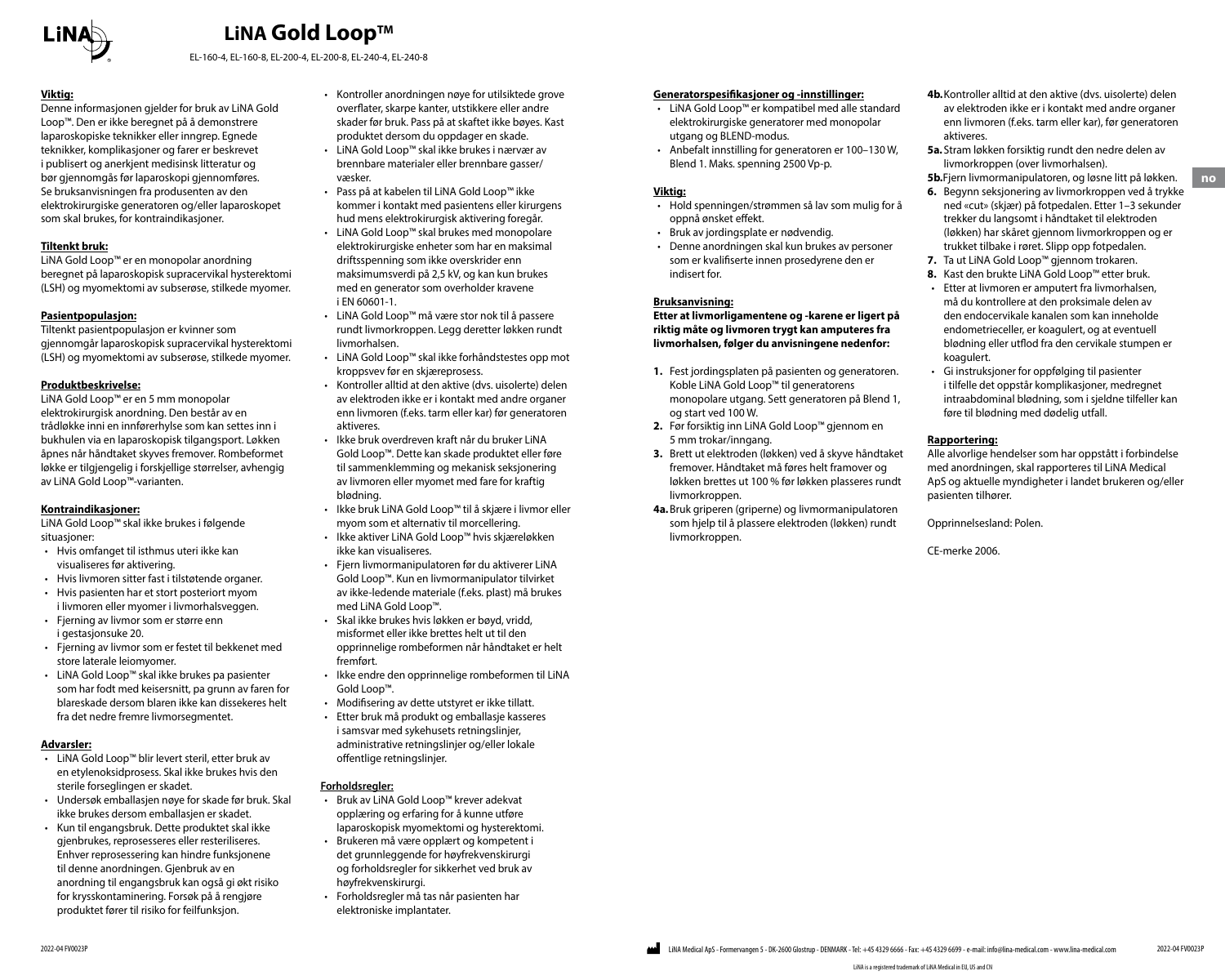# LiNA Gold Loop™

EL-160-4, EL-160-8, EL-200-4, EL-200-8, EL-240-4, EL-240-8

**Viktig:**

Denne informasjonen gjelder for bruk av LiNA Gold Loop™. Den er ikke beregnet på å demonstrere laparoskopiske teknikker eller inngrep. Egnede teknikker, komplikasjoner og farer er beskrevet i publisert og anerkjent medisinsk litteratur og bør gjennomgås før laparoskopi gjennomføres. Se bruksanvisningen fra produsenten av den elektrokirurgiske generatoren og/eller laparoskopet som skal brukes, for kontraindikasjoner.

**Tiltenkt bruk:**

LiNA Gold Loop™ er en monopolar anordning beregnet på laparoskopisk supracervikal hysterektomi (LSH) og myomektomi av subserøse, stilkede myomer.

**Pasientpopulasjon:**

Tiltenkt pasientpopulasjon er kvinner som gjennomgår laparoskopisk supracervikal hysterektomi (LSH) og myomektomi av subserøse, stilkede myomer.

**Produktbeskrivelse:**

LiNA Gold Loop™ er en 5 mm monopolar elektrokirurgisk anordning. Den består av en trådløkke inni en innførerhylse som kan settes inn i bukhulen via en laparoskopisk tilgangsport. Løkken åpnes når håndtaket skyves fremover. Rombeformet løkke er tilgjengelig i forskjellige størrelser, avhengig av LiNA Gold Loop™-varianten.

**Kontraindikasjoner:**

LiNA Gold Loop™ skal ikke brukes i følgende situasjoner:

- Hvis omfanget til isthmus uteri ikke kan visualiseres før aktivering.
- Hvis livmoren sitter fast i tilstøtende organer.
- Hvis pasienten har et stort posteriort myom i livmoren eller myomer i livmorhalsveggen.
- Fjerning av livmor som er større enn i gestasjonsuke 20.
- Fjerning av livmor som er festet til bekkenet med store laterale leiomyomer.
- LiNA Gold Loop™ skal ikke brukes pa pasienter som har fodt med keisersnitt, pa grunn av faren for blareskade dersom blaren ikke kan dissekeres helt fra det nedre fremre livmorsegmentet.

**Advarsler:**

- LiNA Gold Loop™ blir levert steril, etter bruk av en etylenoksidprosess. Skal ikke brukes hvis den sterile forseglingen er skadet.
- Undersøk emballasjen nøye for skade før bruk. Skal ikke brukes dersom emballasjen er skadet.
- Kun til engangsbruk. Dette produktet skal ikke gjenbrukes, reprosesseres eller resteriliseres. Enhver reprosessering kan hindre funksjonene til denne anordningen. Gjenbruk av en anordning til engangsbruk kan også gi økt risiko for krysskontaminering. Forsøk på å rengjøre produktet fører til risiko for feilfunksjon.
- Kontroller anordningen nøye for utilsiktede grove overflater, skarpe kanter, utstikkere eller andre skader før bruk. Pass på at skaftet ikke bøyes. Kast produktet dersom du oppdager en skade.
- LiNA Gold Loop™ skal ikke brukes i nærvær av brennbare materialer eller brennbare gasser/ væsker.
- Pass på at kabelen til LiNA Gold Loop™ ikke kommer i kontakt med pasientens eller kirurgens hud mens elektrokirurgisk aktivering foregår.
- LiNA Gold Loop™ skal brukes med monopolare elektrokirurgiske enheter som har en maksimal driftsspenning som ikke overskrider en maksimumsverdi på 2,5 kV, og kan kun brukes med en generator som overholder kravene i EN 60601-1.
- LiNA Gold Loop™ må være stor nok til å passere rundt livmorkroppen. Legg deretter løkken rundt livmorhalsen.
- LiNA Gold Loop™ skal ikke forhåndstestes opp mot kroppsvev før en skjæreprosess.
- Kontroller alltid at den aktive (dvs. uisolerte) delen av elektroden ikke er i kontakt med andre organer enn livmoren (f.eks. tarm eller kar) før generatoren aktiveres.
- Ikke bruk overdreven kraft når du bruker LiNA Gold Loop™. Dette kan skade produktet eller føre til sammenklemming og mekanisk seksjonering av livmoren eller myomet med fare for kraftig blødning.
- Ikke bruk LiNA Gold Loop™ til å skjære i livmor eller myom som et alternativ til morcellering.
- Ikke aktiver LiNA Gold Loop™ hvis skjæreløkken ikke kan visualiseres.
- Fjern livmormanipulatoren før du aktiverer LiNA Gold Loop™. Kun en livmormanipulator tilvirket av ikke-ledende materiale (f.eks. plast) må brukes med LiNA Gold Loop™.
- Skal ikke brukes hvis løkken er bøyd, vridd, misformet eller ikke brettes helt ut til den opprinnelige rombeformen når håndtaket er helt fremført.
- Ikke endre den opprinnelige rombeformen til LiNA Gold Loop™.
- Modifisering av dette utstyret er ikke tillatt.
- Etter bruk må produkt og emballasje kasseres i samsvar med sykehusets retningslinjer, administrative retningslinjer og/eller lokale offentlige retningslinjer.

**Forholdsregler:**

- Bruk av LiNA Gold Loop™ krever adekvat opplæring og erfaring for å kunne utføre laparoskopisk myomektomi og hysterektomi.
- Brukeren må være opplært og kompetent i det grunnleggende for høyfrekvenskirurgi og forholdsregler for sikkerhet ved bruk av høyfrekvenskirurgi.
- Forholdsregler må tas når pasienten har elektroniske implantater.

**Generatorspesifikasjoner og -innstillinger:**

- LiNA Gold Loop™ er kompatibel med alle standard elektrokirurgiske generatorer med monopolar utgang og BLEND-modus.
- Anbefalt innstilling for generatoren er 100–130 W, Blend 1. Maks. spenning 2500 Vp-p.

**Viktig:**

- Hold spenningen/strømmen så lav som mulig for å oppnå ønsket effekt.
- Bruk av jordingsplate er nødvendig.
- Denne anordningen skal kun brukes av personer som er kvalifiserte innen prosedyrene den er indisert for.

**Bruksanvisning:**

**Etter at livmorligamentene og -karene er ligert på riktig måte og livmoren trygt kan amputeres fra livmorhalsen, følger du anvisningene nedenfor:**

**1.** Fest jordingsplaten på pasienten og generatoren. Koble LiNA Gold Loop™ til generatorens monopolare utgang. Sett generatoren på Blend 1, og start ved 100 W.

**2.** Før forsiktig inn LiNA Gold Loop™ gjennom en 5 mm trokar/inngang.

**3.** Brett ut elektroden (løkken) ved å skyve håndtaket fremover. Håndtaket må føres helt framover og løkken brettes ut 100 % før løkken plasseres rundt livmorkroppen.

**4a.** Bruk griperen (griperne) og livmormanipulatoren som hjelp til å plassere elektroden (løkken) rundt livmorkroppen.

**4b.** Kontroller alltid at den aktive (dvs. uisolerte) delen av elektroden ikke er i kontakt med andre organer enn livmoren (f.eks. tarm eller kar), før generatoren aktiveres.

**5a.** Stram løkken forsiktig rundt den nedre delen av livmorkroppen (over livmorhalsen).

**5b.** Fjern livmormanipulatoren, og løsne litt på løkken.

**6.** Begynn seksjonering av livmorkroppen ved å trykke ned «cut» (skjær) på fotpedalen. Etter 1–3 sekunder trekker du langsomt i håndtaket til elektroden (løkken) har skåret gjennom livmorkroppen og er trukket tilbake i røret. Slipp opp fotpedalen.

**7.** Ta ut LiNA Gold Loop™ gjennom trokaren.

**8.** Kast den brukte LiNA Gold Loop™ etter bruk.

- Etter at livmoren er amputert fra livmorhalsen, må du kontrollere at den proksimale delen av den endocervikale kanalen som kan inneholde endometrieceller, er koagulert, og at eventuell blødning eller utflod fra den cervikale stumpen er koagulert.
- Gi instruksjoner for oppfølging til pasienter i tilfelle det oppstår komplikasjoner, medregnet intraabdominal blødning, som i sjeldne tilfeller kan føre til blødning med dødelig utfall.

**Rapportering:**

Alle alvorlige hendelser som har oppstått i forbindelse med anordningen, skal rapporteres til LiNA Medical ApS og aktuelle myndigheter i landet brukeren og/eller pasienten tilhører.

Opprinnelsesland: Polen.

CE-merke 2006.

LiNA Medical ApS - Formervangen 5 - DK-2600 Glostrup - DENMARK - Tel: +45 4329 6666 - Fax: +45 4329 6699 - e-mail: info@lina-medical.com - www.lina-medical.com

LiNA is a registered trademark of LiNA Medical in EU, US and CN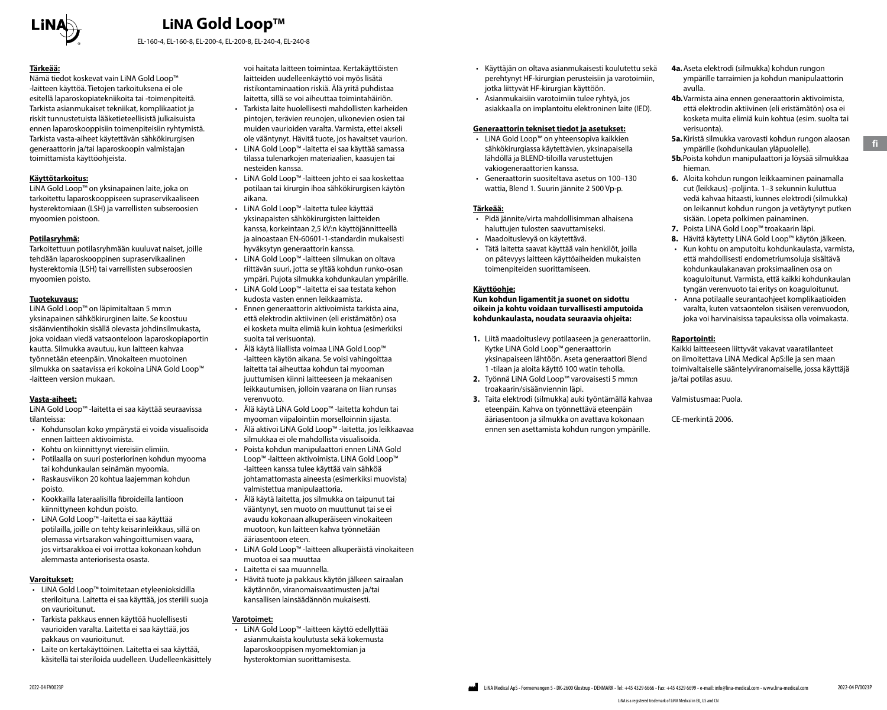# LiNA Gold Loop™

EL-160-4, EL-160-8, EL-200-4, EL-200-8, EL-240-4, EL-240-8

**Tärkeää:**

Nämä tiedot koskevat vain LiNA Gold Loop™ -laitteen käyttöä. Tietojen tarkoituksena ei ole esitellä laparoskopiatekniikoita tai -toimenpiteitä. Tarkista asianmukaiset tekniikat, komplikaatiot ja riskit tunnustetuista lääketieteellisistä julkaisuista ennen laparoskooppisiin toimenpiteisiin ryhtymistä. Tarkista vasta-aiheet käytettävän sähkökirurgisen generaattorin ja/tai laparoskoopin valmistajan toimittamista käyttöohjeista.

**Käyttötarkoitus:**

LiNA Gold Loop™ on yksinapainen laite, joka on tarkoitettu laparoskooppiseen supraservikaaliseen hysterektomiaan (LSH) ja varrellisten subseroosien myoomien poistoon.

**Potilasryhmä:**

Tarkoitettuun potilasryhmään kuuluvat naiset, joille tehdään laparoskooppinen supraservikaalinen hysterektomia (LSH) tai varrellisten subseroosien myoomien poisto.

**Tuotekuvaus:**

LiNA Gold Loop™ on läpimitaltaan 5 mm:n yksinapainen sähkökirurginen laite. Se koostuu sisäänvientihokin sisällä olevasta johdinsilmukasta, joka voidaan viedä vatsaonteloon laparoskopiaportin kautta. Silmukka avautuu, kun laitteen kahvaa työnnetään eteenpäin. Vinokaiteen muotoinen silmukka on saatavissa eri kokoina LiNA Gold Loop™ -laitteen version mukaan.

**Vasta-aiheet:**

LiNA Gold Loop™ -laitetta ei saa käyttää seuraavissa tilanteissa:

- Kohdunsolan koko ympärystä ei voida visualisoida ennen laitteen aktivoimista.
- Kohtu on kiinnittynyt viereisiin elimiin.
- Potilaalla on suuri posteriorinen kohdun myooma tai kohdunkaulan seinämän myooma.
- Raskausviikon 20 kohtua laajemman kohdun poisto.
- Kookkailla lateraalisilla fibroideilla lantioon kiinnittyneen kohdun poisto.
- LiNA Gold Loop™ -laitetta ei saa käyttää potilailla, joille on tehty keisarinleikkaus, sillä on olemassa virtsarakon vahingoittumisen vaara, jos virtsarakkoa ei voi irrottaa kokonaan kohdun alemmasta anteriorisesta osasta.

**Varoitukset:**

- LiNA Gold Loop™ toimitetaan etyleenioksidilla steriloituna. Laitetta ei saa käyttää, jos steriili suoja on vaurioitunut.
- Tarkista pakkaus ennen käyttöä huolellisesti vaurioiden varalta. Laitetta ei saa käyttää, jos pakkaus on vaurioitunut.
- Laite on kertakäyttöinen. Laitetta ei saa käyttää, käsitellä tai steriloida uudelleen. Uudelleenkäsittely voi haitata laitteen toimintaa. Kertakäyttöisten laitteiden uudelleenkäyttö voi myös lisätä ristikontaminaation riskiä. Älä yritä puhdistaa laitetta, sillä se voi aiheuttaa toimintahäiriön.
- Tarkista laite huolellisesti mahdollisten karheiden pintojen, terävien reunojen, ulkonevien osien tai muiden vaurioiden varalta. Varmista, ettei akseli ole vääntynyt. Hävitä tuote, jos havaitset vaurion.
- LiNA Gold Loop™ -laitetta ei saa käyttää samassa tilassa tulenarkojen materiaalien, kaasujen tai nesteiden kanssa.
- LiNA Gold Loop™ -laitteen johto ei saa koskettaa potilaan tai kirurgin ihoa sähkökirurgisen käytön aikana.
- LiNA Gold Loop™ -laitetta tulee käyttää yksinapaisten sähkökirurgisten laitteiden kanssa, korkeintaan 2,5 kV:n käyttöjännitteellä ja ainoastaan EN-60601-1-standardin mukaisesti hyväksytyn generaattorin kanssa.
- LiNA Gold Loop™ -laitteen silmukan on oltava riittävän suuri, jotta se yltää kohdun runko-osan ympäri. Pujota silmukka kohdunkaulan ympärille.
- LiNA Gold Loop™ -laitetta ei saa testata kehon kudosta vasten ennen leikkaamista.
- Ennen generaattorin aktivoimista tarkista aina, että elektrodin aktiivinen (eli eristämätön) osa ei kosketa muita elimiä kuin kohtua (esimerkiksi suolta tai verisuonta).
- Älä käytä liiallista voimaa LiNA Gold Loop™ -laitteen käytön aikana. Se voisi vahingoittaa laitetta tai aiheuttaa kohdun tai myooman juuttumisen kiinni laitteeseen ja mekaanisen leikkautumisen, jolloin vaarana on liian runsas verenvuoto.
- Älä käytä LiNA Gold Loop™ -laitetta kohdun tai myooman viipalointiin morselloinnin sijasta.
- Älä aktivoi LiNA Gold Loop™ -laitetta, jos leikkaavaa silmukkaa ei ole mahdollista visualisoida.
- Poista kohdun manipulaattori ennen LiNA Gold Loop™ -laitteen aktivoimista. LiNA Gold Loop™ -laitteen kanssa tulee käyttää vain sähköä johtamattomasta aineesta (esimerkiksi muovista) valmistettua manipulaattoria.
- Älä käytä laitetta, jos silmukka on taipunut tai vääntynyt, sen muoto on muuttunut tai se ei avaudu kokonaan alkuperäiseen vinokaiteen muotoon, kun laitteen kahva työnnetään ääriasentoon eteen.
- LiNA Gold Loop™ -laitteen alkuperäistä vinokaiteen muotoa ei saa muuttaa
- Laitetta ei saa muunnella.
- Hävitä tuote ja pakkaus käytön jälkeen sairaalan käytännön, viranomaisvaatimusten ja/tai kansallisen lainsäädännön mukaisesti.

**Varotoimet:**

- LiNA Gold Loop™ -laitteen käyttö edellyttää asianmukaista koulutusta sekä kokemusta laparoskooppisen myomektomian ja hysteroktomian suorittamisesta.
- Käyttäjän on oltava asianmukaisesti koulutettu sekä perehtynyt HF-kirurgian perusteisiin ja varotoimiin, jotka liittyvät HF-kirurgian käyttöön.
- Asianmukaisiin varotoimiin tulee ryhtyä, jos asiakkaalla on implantoitu elektroninen laite (IED).

**Generaattorin tekniset tiedot ja asetukset:**

- LiNA Gold Loop™ on yhteensopiva kaikkien sähkökirurgiassa käytettävien, yksinapaisella lähdöllä ja BLEND-tiloilla varustettujen vakiogeneraattorien kanssa.
- Generaattorin suositeltava asetus on 100–130 wattia, Blend 1. Suurin jännite 2 500 Vp-p.

**Tärkeää:**

- Pidä jännite/virta mahdollisimman alhaisena haluttujen tulosten saavuttamiseksi.
- Maadoituslevyä on käytettävä.
- Tätä laitetta saavat käyttää vain henkilöt, joilla on pätevyys laitteen käyttöaiheiden mukaisten toimenpiteiden suorittamiseen.

**Käyttöohje:**

**Kun kohdun ligamentit ja suonet on sidottu oikein ja kohtu voidaan turvallisesti amputoida kohdunkaulasta, noudata seuraavia ohjeita:**

1. Liitä maadoituslevy potilaaseen ja generaattoriin. Kytke LiNA Gold Loop™ generaattorin yksinapaiseen lähtöön. Aseta generaattori Blend 1 -tilaan ja aloita käyttö 100 watin teholla.
2. Työnnä LiNA Gold Loop™ varovaisesti 5 mm:n troakaarin/sisäänviennin läpi.
3. Taita elektrodi (silmukka) auki työntämällä kahvaa eteenpäin. Kahva on työnnettävä eteenpäin ääriasentoon ja silmukka on avattava kokonaan ennen sen asettamista kohdun rungon ympärille.

**4a.** Aseta elektrodi (silmukka) kohdun rungon ympärille tarraimien ja kohdun manipulaattorin avulla.

**4b.** Varmista aina ennen generaattorin aktivoimista, että elektrodin aktiivinen (eli eristämätön) osa ei kosketa muita elimiä kuin kohtua (esim. suolta tai verisuonta).

**5a.** Kiristä silmukka varovasti kohdun rungon alaosan ympärille (kohdunkaulan yläpuolelle).

**5b.** Poista kohdun manipulaattori ja löysää silmukkaa hieman.

**6.** Aloita kohdun rungon leikkaaminen painamalla cut (leikkaus) -poljinta. 1–3 sekunnin kuluttua vedä kahvaa hitaasti, kunnes elektrodi (silmukka) on leikannut kohdun rungon ja vetäytynyt putken sisään. Lopeta polkimen painaminen.

**7.** Poista LiNA Gold Loop™ troakaarin läpi.

**8.** Hävitä käytetty LiNA Gold Loop™ käytön jälkeen.

- Kun kohtu on amputoitu kohdunkaulasta, varmista, että mahdollisesti endometriumsoluja sisältävä kohdunkaulakanavan proksimaalinen osa on koaguloitunut. Varmista, että kaikki kohdunkaulan tyngän verenvuoto tai eritys on koaguloitunut.
- Anna potilaalle seurantaohjeet komplikaatioiden varalta, kuten vatsaontelon sisäisen verenvuodon, joka voi harvinaisissa tapauksissa olla voimakasta.

**Raportointi:**

Kaikki laitteeseen liittyvät vakavat vaaratilanteet on ilmoitettava LiNA Medical ApS:lle ja sen maan toimivaltaiselle sääntelyviranomaiselle, jossa käyttäjä ja/tai potilas asuu.

Valmistusmaa: Puola.

CE-merkintä 2006.

LiNA Medical ApS - Formervangen 5 - DK-2600 Glostrup - DENMARK - Tel: +45 4329 6666 - Fax: +45 4329 6699 - e-mail: info@lina-medical.com - www.lina-medical.com

LiNA is a registered trademark of LiNA Medical in EU, US and CN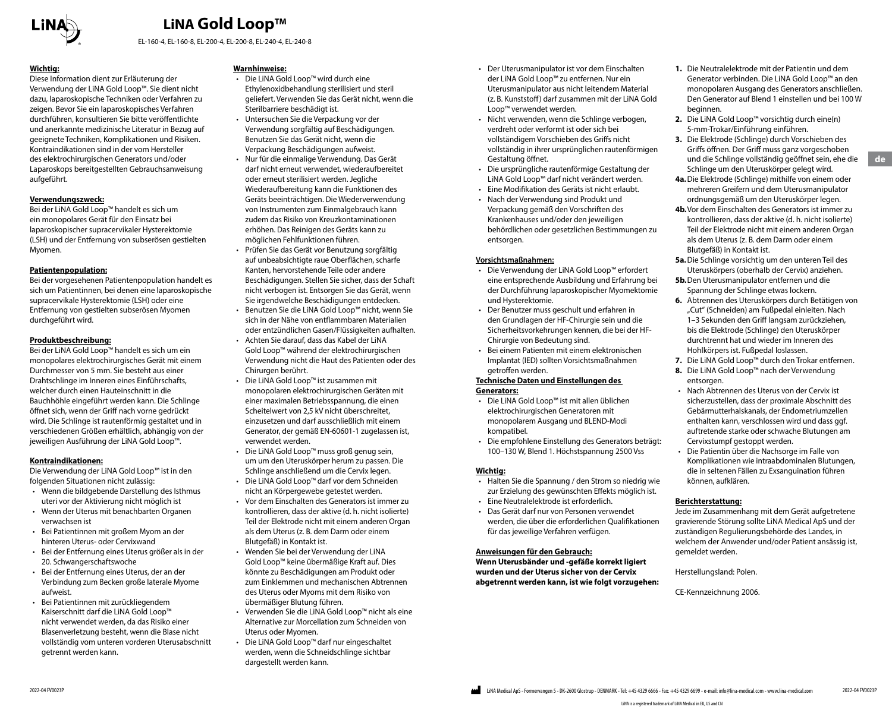# LiNA Gold Loop™

EL-160-4, EL-160-8, EL-200-4, EL-200-8, EL-240-4, EL-240-8

**Wichtig:**

Diese Information dient zur Erläuterung der Verwendung der LiNA Gold Loop™. Sie dient nicht dazu, laparoskopische Techniken oder Verfahren zu zeigen. Bevor Sie ein laparoskopisches Verfahren durchführen, konsultieren Sie bitte veröffentlichte und anerkannte medizinische Literatur in Bezug auf geeignete Techniken, Komplikationen und Risiken. Kontraindikationen sind in der vom Hersteller des elektrochirurgischen Generators und/oder Laparoskops bereitgestellten Gebrauchsanweisung aufgeführt.

**Verwendungszweck:**

Bei der LiNA Gold Loop™ handelt es sich um ein monopolares Gerät für den Einsatz bei laparoskopischer supracervikaler Hysterektomie (LSH) und der Entfernung von subserösen gestielten Myomen.

**Patientenpopulation:**

Bei der vorgesehenen Patientenpopulation handelt es sich um Patientinnen, bei denen eine laparoskopische supracervikale Hysterektomie (LSH) oder eine Entfernung von gestielten subserösen Myomen durchgeführt wird.

**Produktbeschreibung:**

Bei der LiNA Gold Loop™ handelt es sich um ein monopolares elektrochirurgisches Gerät mit einem Durchmesser von 5 mm. Sie besteht aus einer Drahtschlinge im Inneren eines Einführschafts, welcher durch einen Hauteinschnitt in die Bauchhöhle eingeführt werden kann. Die Schlinge öffnet sich, wenn der Griff nach vorne gedrückt wird. Die Schlinge ist rautenförmig gestaltet und in verschiedenen Größen erhältlich, abhängig von der jeweiligen Ausführung der LiNA Gold Loop™.

**Kontraindikationen:**

Die Verwendung der LiNA Gold Loop™ ist in den folgenden Situationen nicht zulässig:

- Wenn die bildgebende Darstellung des Isthmus uteri vor der Aktivierung nicht möglich ist
- Wenn der Uterus mit benachbarten Organen verwachsen ist
- Bei Patientinnen mit großem Myom an der hinteren Uterus- oder Cervixwand
- Bei der Entfernung eines Uterus größer als in der 20. Schwangerschaftswoche
- Bei der Entfernung eines Uterus, der an der Verbindung zum Becken große laterale Myome aufweist.
- Bei Patientinnen mit zurückliegendem Kaiserschnitt darf die LiNA Gold Loop™ nicht verwendet werden, da das Risiko einer Blasenverletzung besteht, wenn die Blase nicht vollständig vom unteren vorderen Uterusabschnitt getrennt werden kann.

**Warnhinweise:**

- Die LiNA Gold Loop™ wird durch eine Ethylenoxidbehandlung sterilisiert und steril geliefert. Verwenden Sie das Gerät nicht, wenn die Sterilbarriere beschädigt ist.
- Untersuchen Sie die Verpackung vor der Verwendung sorgfältig auf Beschädigungen. Benutzen Sie das Gerät nicht, wenn die Verpackung Beschädigungen aufweist.
- Nur für die einmalige Verwendung. Das Gerät darf nicht erneut verwendet, wiederaufbereitet oder erneut sterilisiert werden. Jegliche Wiederaufbereitung kann die Funktionen des Geräts beeinträchtigen. Die Wiederverwendung von Instrumenten zum Einmalgebrauch kann zudem das Risiko von Kreuzkontaminationen erhöhen. Das Reinigen des Geräts kann zu möglichen Fehlfunktionen führen.
- Prüfen Sie das Gerät vor Benutzung sorgfältig auf unbeabsichtigte raue Oberflächen, scharfe Kanten, hervorstehende Teile oder andere Beschädigungen. Stellen Sie sicher, dass der Schaft nicht verbogen ist. Entsorgen Sie das Gerät, wenn Sie irgendwelche Beschädigungen entdecken.
- Benutzen Sie die LiNA Gold Loop™ nicht, wenn Sie sich in der Nähe von entflammbaren Materialien oder entzündlichen Gasen/Flüssigkeiten aufhalten.
- Achten Sie darauf, dass das Kabel der LiNA Gold Loop™ während der elektrochirurgischen Verwendung nicht die Haut des Patienten oder des Chirurgen berührt.
- Die LiNA Gold Loop™ ist zusammen mit monopolaren elektrochirurgischen Geräten mit einer maximalen Betriebsspannung, die einen Scheitelwert von 2,5 kV nicht überschreitet, einzusetzen und darf ausschließlich mit einem Generator, der gemäß EN-60601-1 zugelassen ist, verwendet werden.
- Die LiNA Gold Loop™ muss groß genug sein, um um den Uteruskörper herum zu passen. Die Schlinge anschließend um die Cervix legen.
- Die LiNA Gold Loop™ darf vor dem Schneiden nicht an Körpergewebe getestet werden.
- Vor dem Einschalten des Generators ist immer zu kontrollieren, dass der aktive (d. h. nicht isolierte) Teil der Elektrode nicht mit einem anderen Organ als dem Uterus (z. B. dem Darm oder einem Blutgefäß) in Kontakt ist.
- Wenden Sie bei der Verwendung der LiNA Gold Loop™ keine übermäßige Kraft auf. Dies könnte zu Beschädigungen am Produkt oder zum Einklemmen und mechanischen Abtrennen des Uterus oder Myoms mit dem Risiko von übermäßiger Blutung führen.
- Verwenden Sie die LiNA Gold Loop™ nicht als eine Alternative zur Morcellation zum Schneiden von Uterus oder Myomen.
- Die LiNA Gold Loop™ darf nur eingeschaltet werden, wenn die Schneidschlinge sichtbar dargestellt werden kann.
- Der Uterusmanipulator ist vor dem Einschalten der LiNA Gold Loop™ zu entfernen. Nur ein Uterusmanipulator aus nicht leitendem Material (z. B. Kunststoff) darf zusammen mit der LiNA Gold Loop™ verwendet werden.
- Nicht verwenden, wenn die Schlinge verbogen, verdreht oder verformt ist oder sich bei vollständigem Vorschieben des Griffs nicht vollständig in ihrer ursprünglichen rautenförmigen Gestaltung öffnet.
- Die ursprüngliche rautenförmige Gestaltung der LiNA Gold Loop™ darf nicht verändert werden.
- Eine Modifikation des Geräts ist nicht erlaubt.
- Nach der Verwendung sind Produkt und Verpackung gemäß den Vorschriften des Krankenhauses und/oder den jeweiligen behördlichen oder gesetzlichen Bestimmungen zu entsorgen.

**Vorsichtsmaßnahmen:**

- Die Verwendung der LiNA Gold Loop™ erfordert eine entsprechende Ausbildung und Erfahrung bei der Durchführung laparoskopischer Myomektomie und Hysterektomie.
- Der Benutzer muss geschult und erfahren in den Grundlagen der HF-Chirurgie sein und die Sicherheitsvorkehrungen kennen, die bei der HF-Chirurgie von Bedeutung sind.
- Bei einem Patienten mit einem elektronischen Implantat (IED) sollten Vorsichtsmaßnahmen getroffen werden.

**Technische Daten und Einstellungen des Generators:**

- Die LiNA Gold Loop™ ist mit allen üblichen elektrochirurgischen Generatoren mit monopolarem Ausgang und BLEND-Modi kompatibel.
- Die empfohlene Einstellung des Generators beträgt: 100–130 W, Blend 1. Höchstspannung 2500 Vss

**Wichtig:**

- Halten Sie die Spannung / den Strom so niedrig wie zur Erzielung des gewünschten Effekts möglich ist.
- Eine Neutralelektrode ist erforderlich.
- Das Gerät darf nur von Personen verwendet werden, die über die erforderlichen Qualifikationen für das jeweilige Verfahren verfügen.

**Anweisungen für den Gebrauch:**

**Wenn Uterusbänder und -gefäße korrekt ligiert wurden und der Uterus sicher von der Cervix abgetrennt werden kann, ist wie folgt vorzugehen:**

**1.** Die Neutralelektrode mit der Patientin und dem Generator verbinden. Die LiNA Gold Loop™ an den monopolaren Ausgang des Generators anschließen. Den Generator auf Blend 1 einstellen und bei 100 W beginnen.

**2.** Die LiNA Gold Loop™ vorsichtig durch eine(n) 5-mm-Trokar/Einführung einführen.

**3.** Die Elektrode (Schlinge) durch Vorschieben des Griffs öffnen. Der Griff muss ganz vorgeschoben und die Schlinge vollständig geöffnet sein, ehe die Schlinge um den Uteruskörper gelegt wird.

**4a.** Die Elektrode (Schlinge) mithilfe von einem oder mehreren Greifern und dem Uterusmanipulator ordnungsgemäß um den Uteruskörper legen.

**4b.** Vor dem Einschalten des Generators ist immer zu kontrollieren, dass der aktive (d. h. nicht isolierte) Teil der Elektrode nicht mit einem anderen Organ als dem Uterus (z. B. dem Darm oder einem Blutgefäß) in Kontakt ist.

**5a.** Die Schlinge vorsichtig um den unteren Teil des Uteruskörpers (oberhalb der Cervix) anziehen.

**5b.** Den Uterusmanipulator entfernen und die Spannung der Schlinge etwas lockern.

**6.** Abtrennen des Uteruskörpers durch Betätigen von „Cut" (Schneiden) am Fußpedal einleiten. Nach 1–3 Sekunden den Griff langsam zurückziehen, bis die Elektrode (Schlinge) den Uteruskörper durchtrennt hat und wieder im Inneren des Hohlkörpers ist. Fußpedal loslassen.

**7.** Die LiNA Gold Loop™ durch den Trokar entfernen.

**8.** Die LiNA Gold Loop™ nach der Verwendung entsorgen.

- Nach Abtrennen des Uterus von der Cervix ist sicherzustellen, dass der proximale Abschnitt des Gebärmutterhalskanals, der Endometriumzellen enthalten kann, verschlossen wird und dass ggf. auftretende starke oder schwache Blutungen am Cervixstumpf gestoppt werden.
- Die Patientin über die Nachsorge im Falle von Komplikationen wie intraabdominalen Blutungen, die in seltenen Fällen zu Exsanguination führen können, aufklären.

**Berichterstattung:**

Jede im Zusammenhang mit dem Gerät aufgetretene gravierende Störung sollte LiNA Medical ApS und der zuständigen Regulierungsbehörde des Landes, in welchem der Anwender und/oder Patient ansässig ist, gemeldet werden.

Herstellungsland: Polen.

CE-Kennzeichnung 2006.

2022-04 FV0023P

LiNA Medical ApS - Formervangen 5 - DK-2600 Glostrup - DENMARK - Tel: +45 4329 6666 - Fax: +45 4329 6699 - e-mail: info@lina-medical.com - www.lina-medical.com

LiNA is a registered trademark of LiNA Medical in EU, US and CN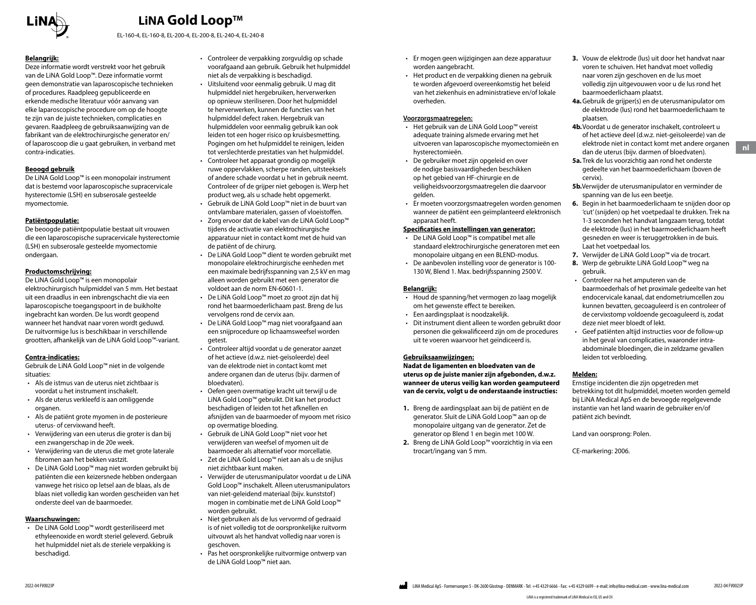# LiNA Gold Loop™

EL-160-4, EL-160-8, EL-200-4, EL-200-8, EL-240-4, EL-240-8

**Belangrijk:**

Deze informatie wordt verstrekt voor het gebruik van de LiNA Gold Loop™. Deze informatie vormt geen demonstratie van laparoscopische technieken of procedures. Raadpleeg gepubliceerde en erkende medische literatuur vóór aanvang van elke laparoscopische procedure om op de hoogte te zijn van de juiste technieken, complicaties en gevaren. Raadpleeg de gebruiksaanwijzing van de fabrikant van de elektrochirurgische generator en/of laparoscoop die u gaat gebruiken, in verband met contra-indicaties.

**Beoogd gebruik**

De LiNA Gold Loop™ is een monopolair instrument dat is bestemd voor laparoscopische supracervicale hysterectomie (LSH) en subserosale gesteelde myomectomie.

**Patiëntpopulatie:**

De beoogde patiëntpopulatie bestaat uit vrouwen die een laparoscopische supracervicale hysterectomie (LSH) en subserosale gesteelde myomectomie ondergaan.

**Productomschrijving:**

De LiNA Gold Loop™ is een monopolair elektrochirurgisch hulpmiddel van 5 mm. Het bestaat uit een draadlus in een inbrengschacht die via een laparoscopische toegangspoort in de buikholte ingebracht kan worden. De lus wordt geopend wanneer het handvat naar voren wordt geduwd. De ruitvormige lus is beschikbaar in verschillende grootten, afhankelijk van de LiNA Gold Loop™-variant.

**Contra-indicaties:**

Gebruik de LiNA Gold Loop™ niet in de volgende situaties:

- Als de istmus van de uterus niet zichtbaar is voordat u het instrument inschakelt.
- Als de uterus verkleefd is aan omliggende organen.
- Als de patiënt grote myomen in de posterieure uterus- of cervixwand heeft.
- Verwijdering van een uterus die groter is dan bij een zwangerschap in de 20e week.
- Verwijdering van de uterus die met grote laterale fibromen aan het bekken vastzit.
- De LiNA Gold Loop™ mag niet worden gebruikt bij patiënten die een keizersnede hebben ondergaan vanwege het risico op letsel aan de blaas, als de blaas niet volledig kan worden gescheiden van het onderste deel van de baarmoeder.

**Waarschuwingen:**

- De LiNA Gold Loop™ wordt gesteriliseerd met ethyleenoxide en wordt steriel geleverd. Gebruik het hulpmiddel niet als de steriele verpakking is beschadigd.
- Controleer de verpakking zorgvuldig op schade voorafgaand aan gebruik. Gebruik het hulpmiddel niet als de verpakking is beschadigd.
- Uitsluitend voor eenmalig gebruik. U mag dit hulpmiddel niet hergebruiken, herverwerken op opnieuw steriliseren. Door het hulpmiddel te herverwerken, kunnen de functies van het hulpmiddel defect raken. Hergebruik van hulpmiddelen voor eenmalig gebruik kan ook leiden tot een hoger risico op kruisbesmetting. Pogingen om het hulpmiddel te reinigen, leiden tot verslechterde prestaties van het hulpmiddel.
- Controleer het apparaat grondig op mogelijk ruwe oppervlakken, scherpe randen, uitsteeksels of andere schade voordat u het in gebruik neemt. Controleer of de grijper niet gebogen is. Werp het product weg, als u schade hebt opgemerkt.
- Gebruik de LiNA Gold Loop™ niet in de buurt van ontvlambare materialen, gassen of vloeistoffen.
- Zorg ervoor dat de kabel van de LiNA Gold Loop™ tijdens de activatie van elektrochirurgische apparatuur niet in contact komt met de huid van de patiënt of de chirurg.
- De LiNA Gold Loop™ dient te worden gebruikt met monopolaire elektrochirurgische eenheden met een maximale bedrijfsspanning van 2,5 kV en mag alleen worden gebruikt met een generator die voldoet aan de norm EN-60601-1.
- De LiNA Gold Loop™ moet zo groot zijn dat hij rond het baarmoederlichaam past. Breng de lus vervolgens rond de cervix aan.
- De LiNA Gold Loop™ mag niet voorafgaand aan een snijprocedure op lichaamsweefsel worden getest.
- Controleer altijd voordat u de generator aanzet of het actieve (d.w.z. niet-geïsoleerde) deel van de elektrode niet in contact komt met andere organen dan de uterus (bijv. darmen of bloedvaten).
- Oefen geen overmatige kracht uit terwijl u de LiNA Gold Loop™ gebruikt. Dit kan het product beschadigen of leiden tot het afknellen en afsnijden van de baarmoeder of myoom met risico op overmatige bloeding.
- Gebruik de LiNA Gold Loop™ niet voor het verwijderen van weefsel of myomen uit de baarmoeder als alternatief voor morcellatie.
- Zet de LiNA Gold Loop™ niet aan als u de snijlus niet zichtbaar kunt maken.
- Verwijder de uterusmanipulator voordat u de LiNA Gold Loop™ inschakelt. Alleen uterusmanipulators van niet-geleidend materiaal (bijv. kunststof) mogen in combinatie met de LiNA Gold Loop™ worden gebruikt.
- Niet gebruiken als de lus vervormd of gedraaid is of niet volledig tot de oorspronkelijke ruitvorm uitvouwt als het handvat volledig naar voren is geschoven.
- Pas het oorspronkelijke ruitvormige ontwerp van de LiNA Gold Loop™ niet aan.
- Er mogen geen wijzigingen aan deze apparatuur worden aangebracht.
- Het product en de verpakking dienen na gebruik te worden afgevoerd overeenkomstig het beleid van het ziekenhuis en administratieve en/of lokale overheden.

**Voorzorgsmaatregelen:**

- Het gebruik van de LiNA Gold Loop™ vereist adequate training alsmede ervaring met het uitvoeren van laparoscopische myomectomieën en hysterectomieën.
- De gebruiker moet zijn opgeleid en over de nodige basisvaardigheden beschikken op het gebied van HF-chirurgie en de veiligheidsvoorzorgsmaatregelen die daarvoor gelden.
- Er moeten voorzorgsmaatregelen worden genomen wanneer de patiënt een geïmplanteerd elektronisch apparaat heeft.

**Specificaties en instellingen van generator:**

- De LiNA Gold Loop™ is compatibel met alle standaard elektrochirurgische generatoren met een monopolaire uitgang en een BLEND-modus.
- De aanbevolen instelling voor de generator is 100-130 W, Blend 1. Max. bedrijfsspanning 2500 V.

**Belangrijk:**

- Houd de spanning/het vermogen zo laag mogelijk om het gewenste effect te bereiken.
- Een aardingsplaat is noodzakelijk.
- Dit instrument dient alleen te worden gebruikt door personen die gekwalificeerd zijn om de procedures uit te voeren waarvoor het geïndiceerd is.

**Gebruiksaanwijzingen:**

**Nadat de ligamenten en bloedvaten van de uterus op de juiste manier zijn afgebonden, d.w.z. wanneer de uterus veilig kan worden geamputeerd van de cervix, volgt u de onderstaande instructies:**

1. Breng de aardingsplaat aan bij de patiënt en de generator. Sluit de LiNA Gold Loop™ aan op de monopolaire uitgang van de generator. Zet de generator op Blend 1 en begin met 100 W.
2. Breng de LiNA Gold Loop™ voorzichtig in via een trocart/ingang van 5 mm.
3. Vouw de elektrode (lus) uit door het handvat naar voren te schuiven. Het handvat moet volledig naar voren zijn geschoven en de lus moet volledig zijn uitgevouwen voor u de lus rond het baarmoederlichaam plaatst.

4a. Gebruik de grijper(s) en de uterusmanipulator om de elektrode (lus) rond het baarmoederlichaam te plaatsen.

4b. Voordat u de generator inschakelt, controleert u of het actieve deel (d.w.z. niet-geïsoleerde) van de elektrode niet in contact komt met andere organen dan de uterus (bijv. darmen of bloedvaten).

5a. Trek de lus voorzichtig aan rond het onderste gedeelte van het baarmoederlichaam (boven de cervix).

5b. Verwijder de uterusmanipulator en verminder de spanning van de lus een beetje.

6. Begin in het baarmoederlichaam te snijden door op 'cut' (snijden) op het voetpedaal te drukken. Trek na 1-3 seconden het handvat langzaam terug, totdat de elektrode (lus) in het baarmoederlichaam heeft gesneden en weer is teruggetrokken in de buis. Laat het voetpedaal los.
7. Verwijder de LiNA Gold Loop™ via de trocart.
8. Werp de gebruikte LiNA Gold Loop™ weg na gebruik.

- Controleer na het amputeren van de baarmoederhals of het proximale gedeelte van het endocervicale kanaal, dat endometriumcellen zou kunnen bevatten, gecoaguleerd is en controleer of de cervixstomp voldoende gecoaguleerd is, zodat deze niet meer bloedt of lekt.
- Geef patiënten altijd instructies voor de follow-up in het geval van complicaties, waaronder intra-abdominale bloedingen, die in zeldzame gevallen leiden tot verbloeding.

**Melden:**

Ernstige incidenten die zijn opgetreden met betrekking tot dit hulpmiddel, moeten worden gemeld bij LiNA Medical ApS en de bevoegde regelgevende instantie van het land waarin de gebruiker en/of patiënt zich bevindt.

Land van oorsprong: Polen.

CE-markering: 2006.

LiNA Medical ApS - Formervangen 5 - DK-2600 Glostrup - DENMARK - Tel: +45 4329 6666 - Fax: +45 4329 6699 - e-mail: info@lina-medical.com - www.lina-medical.com

LiNA is a registered trademark of LiNA Medical in EU, US and CN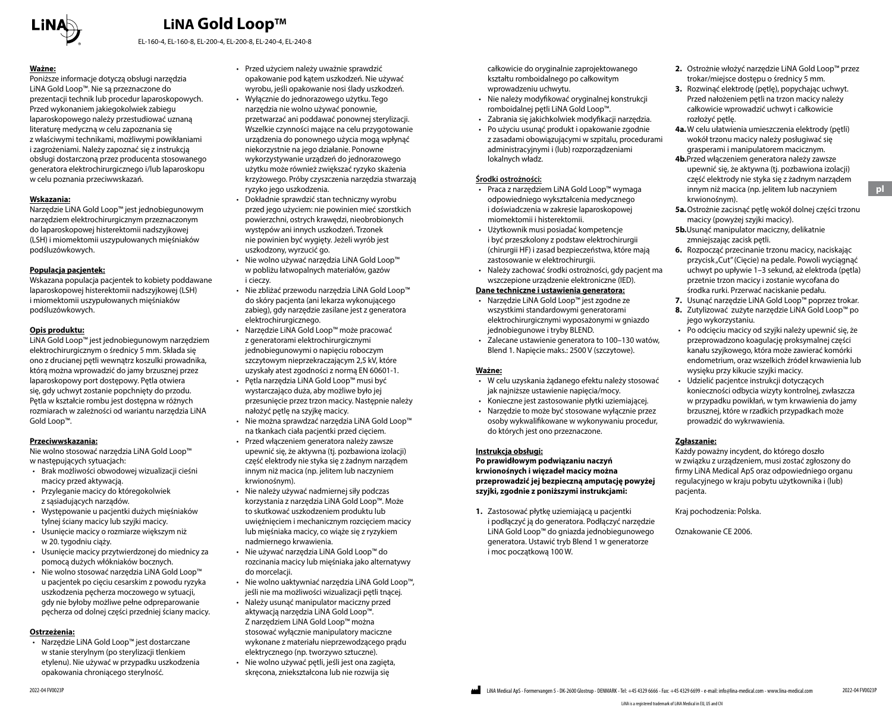# LiNA Gold Loop™

EL-160-4, EL-160-8, EL-200-4, EL-200-8, EL-240-4, EL-240-8

**Ważne:**

Poniższe informacje dotyczą obsługi narzędzia LiNA Gold Loop™. Nie są przeznaczone do prezentacji technik lub procedur laparoskopowych. Przed wykonaniem jakiegokolwiek zabiegu laparoskopowego należy przestudiować uznaną literaturę medyczną w celu zapoznania się z właściwymi technikami, możliwymi powikłaniami i zagrożeniami. Należy zapoznać się z instrukcją obsługi dostarczoną przez producenta stosowanego generatora elektrochirurgicznego i/lub laparoskopu w celu poznania przeciwwskazań.

**Wskazania:**

Narzędzie LiNA Gold Loop™ jest jednobiegunowym narzędziem elektrochirurgicznym przeznaczonym do laparoskopowej histerektomii nadszyjkowej (LSH) i miomektomii uszypułowanych mięśniaków podśluzówkowych.

**Populacja pacjentek:**

Wskazana populacja pacjentek to kobiety poddawane laparoskopowej histerektomii nadszyjkowej (LSH) i miomektomii uszypułowanych mięśniaków podśluzówkowych.

**Opis produktu:**

LiNA Gold Loop™ jest jednobiegunowym narzędziem elektrochirurgicznym o średnicy 5 mm. Składa się ono z drucianej pętli wewnątrz koszulki prowadnika, którą można wprowadzić do jamy brzusznej przez laparoskopowy port dostępowy. Pętla otwiera się, gdy uchwyt zostanie popchnięty do przodu. Pętla w kształcie rombu jest dostępna w różnych rozmiarach w zależności od wariantu narzędzia LiNA Gold Loop™.

**Przeciwwskazania:**

Nie wolno stosować narzędzia LiNA Gold Loop™ w następujących sytuacjach:

- Brak możliwości obwodowej wizualizacji cieśni macicy przed aktywacją.
- Przyleganie macicy do któregokolwiek z sąsiadujących narządów.
- Występowanie u pacjentki dużych mięśniaków tylnej ściany macicy lub szyjki macicy.
- Usunięcie macicy o rozmiarze większym niż w 20. tygodniu ciąży.
- Usunięcie macicy przytwierdzonej do miednicy za pomocą dużych włókniaków bocznych.
- Nie wolno stosować narzędzia LiNA Gold Loop™ u pacjentek po cięciu cesarskim z powodu ryzyka uszkodzenia pęcherza moczowego w sytuacji, gdy nie byłoby możliwe pełne odpreparowanie pęcherza od dolnej części przedniej ściany macicy.

**Ostrzeżenia:**

- Narzędzie LiNA Gold Loop™ jest dostarczane w stanie sterylnym (po sterylizacji tlenkiem etylenu). Nie używać w przypadku uszkodzenia opakowania chroniącego sterylność.
- Przed użyciem należy uważnie sprawdzić opakowanie pod kątem uszkodzeń. Nie używać wyrobu, jeśli opakowanie nosi ślady uszkodzeń.
- Wyłącznie do jednorazowego użytku. Tego narzędzia nie wolno używać ponownie, przetwarzać ani poddawać ponownej sterylizacji. Wszelkie czynności mające na celu przygotowanie urządzenia do ponownego użycia mogą wpłynąć niekorzystnie na jego działanie. Ponowne wykorzystywanie urządzeń do jednorazowego użytku może również zwiększać ryzyko skażenia krzyżowego. Próby czyszczenia narzędzia stwarzają ryzyko jego uszkodzenia.
- Dokładnie sprawdzić stan techniczny wyrobu przed jego użyciem: nie powinien mieć szorstkich powierzchni, ostrych krawędzi, nieobrobionych występów ani innych uszkodzeń. Trzonek nie powinien być wygięty. Jeżeli wyrób jest uszkodzony, wyrzucić go.
- Nie wolno używać narzędzia LiNA Gold Loop™ w pobliżu łatwopalnych materiałów, gazów i cieczy.
- Nie zbliżać przewodu narzędzia LiNA Gold Loop™ do skóry pacjenta (ani lekarza wykonującego zabieg), gdy narzędzie zasilane jest z generatora elektrochirurgicznego.
- Narzędzie LiNA Gold Loop™ może pracować z generatorami elektrochirurgicznymi jednobiegunowymi o napięciu roboczym szczytowym nieprzekraczającym 2,5 kV, które uzyskały atest zgodności z normą EN 60601-1.
- Pętla narzędzia LiNA Gold Loop™ musi być wystarczająco duża, aby możliwe było jej przesunięcie przez trzon macicy. Następnie należy nałożyć pętlę na szyjkę macicy.
- Nie można sprawdzać narzędzia LiNA Gold Loop™ na tkankach ciała pacjentki przed cięciem.
- Przed włączeniem generatora należy zawsze upewnić się, że aktywna (tj. pozbawiona izolacji) część elektrody nie styka się z żadnym narządem innym niż macica (np. jelitem lub naczyniem krwionośnym).
- Nie należy używać nadmiernej siły podczas korzystania z narzędzia LiNA Gold Loop™. Może to skutkować uszkodzeniem produktu lub uwięźnięciem i mechanicznym rozcięciem macicy lub mięśniaka macicy, co wiąże się z ryzykiem nadmiernego krwawienia.
- Nie używać narzędzia LiNA Gold Loop™ do rozcinania macicy lub mięśniaka jako alternatywy do morcelacji.
- Nie wolno uaktywniać narzędzia LiNA Gold Loop™, jeśli nie ma możliwości wizualizacji pętli tnącej.
- Należy usunąć manipulator maciczny przed aktywacją narzędzia LiNA Gold Loop™. Z narzędziem LiNA Gold Loop™ można stosować wyłącznie manipulatory maciczne wykonane z materiału nieprzewodzącego prądu elektrycznego (np. tworzywo sztuczne).
- Nie wolno używać pętli, jeśli jest ona zagięta, skręcona, zniekształcona lub nie rozwija się całkowicie do oryginalnie zaprojektowanego kształtu romboidalnego po całkowitym wprowadzeniu uchwytu.
- Nie należy modyfikować oryginalnej konstrukcji romboidalnej pętli LiNA Gold Loop™.
- Zabrania się jakichkolwiek modyfikacji narzędzia.
- Po użyciu usunąć produkt i opakowanie zgodnie z zasadami obowiązującymi w szpitalu, procedurami administracyjnymi i (lub) rozporządzeniami lokalnych władz.

**Środki ostrożności:**

- Praca z narzędziem LiNA Gold Loop™ wymaga odpowiedniego wykształcenia medycznego i doświadczenia w zakresie laparoskopowej miomektomii i histerektomii.
- Użytkownik musi posiadać kompetencje i być przeszkolony z podstaw elektrochirurgii (chirurgii HF) i zasad bezpieczeństwa, które mają zastosowanie w elektrochirurgii.
- Należy zachować środki ostrożności, gdy pacjent ma wszczepione urządzenie elektroniczne (IED).

**Dane techniczne i ustawienia generatora:**

- Narzędzie LiNA Gold Loop™ jest zgodne ze wszystkimi standardowymi generatorami elektrochirurgicznymi wyposażonymi w gniazdo jednobiegunowe i tryby BLEND.
- Zalecane ustawienie generatora to 100–130 watów, Blend 1. Napięcie maks.: 2500 V (szczytowe).

**Ważne:**

- W celu uzyskania żądanego efektu należy stosować jak najniższe ustawienie napięcia/mocy.
- Konieczne jest zastosowanie płytki uziemiającej.
- Narzędzie to może być stosowane wyłącznie przez osoby wykwalifikowane w wykonywaniu procedur, do których jest ono przeznaczone.

**Instrukcja obsługi:**

**Po prawidłowym podwiązaniu naczyń krwionośnych i więzadeł macicy można przeprowadzić jej bezpieczną amputację powyżej szyjki, zgodnie z poniższymi instrukcjami:**

1. Zastosować płytkę uziemiającą u pacjentki i podłączyć ją do generatora. Podłączyć narzędzie LiNA Gold Loop™ do gniazda jednobiegunowego generatora. Ustawić tryb Blend 1 w generatorze i moc początkową 100 W.
2. Ostrożnie włożyć narzędzie LiNA Gold Loop™ przez trokar/miejsce dostępu o średnicy 5 mm.
3. Rozwinąć elektrodę (pętlę), popychając uchwyt. Przed nałożeniem pętli na trzon macicy należy całkowicie wprowadzić uchwyt i całkowicie rozłożyć pętlę.

**4a.** W celu ułatwienia umieszczenia elektrody (pętli) wokół trzonu macicy należy posługiwać się grasperami i manipulatorem macicznym.

**4b.** Przed włączeniem generatora należy zawsze upewnić się, że aktywna (tj. pozbawiona izolacji) część elektrody nie styka się z żadnym narządem innym niż macica (np. jelitem lub naczyniem krwionośnym).

**5a.** Ostrożnie zacisnąć pętlę wokół dolnej części trzonu macicy (powyżej szyjki macicy).

**5b.** Usunąć manipulator maciczny, delikatnie zmniejszając zacisk pętli.

6. Rozpocząć przecinanie trzonu macicy, naciskając przycisk „Cut" (Cięcie) na pedale. Powoli wyciągnąć uchwyt po upływie 1–3 sekund, aż elektroda (pętla) przetnie trzon macicy i zostanie wycofana do środka rurki. Przerwać naciskanie pedału.
7. Usunąć narzędzie LiNA Gold Loop™ poprzez trokar.
8. Zutylizować zużyte narzędzie LiNA Gold Loop™ po jego wykorzystaniu.

- Po odcięciu macicy od szyjki należy upewnić się, że przeprowadzono koagulację proksymalnej części kanału szyjkowego, która może zawierać komórki endometrium, oraz wszelkich źródeł krwawienia lub wysięku przy kikucie szyjki macicy.
- Udzielić pacjentce instrukcji dotyczących konieczności odbycia wizyty kontrolnej, zwłaszcza w przypadku powikłań, w tym krwawienia do jamy brzusznej, które w rzadkich przypadkach może prowadzić do wykrwawienia.

**Zgłaszanie:**

Każdy poważny incydent, do którego doszło w związku z urządzeniem, musi zostać zgłoszony do firmy LiNA Medical ApS oraz odpowiedniego organu regulacyjnego w kraju pobytu użytkownika i (lub) pacjenta.

Kraj pochodzenia: Polska.

Oznakowanie CE 2006.

LiNA Medical ApS - Formervangen 5 - DK-2600 Glostrup - DENMARK - Tel: +45 4329 6666 - Fax: +45 4329 6699 - e-mail: info@lina-medical.com - www.lina-medical.com

LiNA is a registered trademark of LiNA Medical in EU, US and CN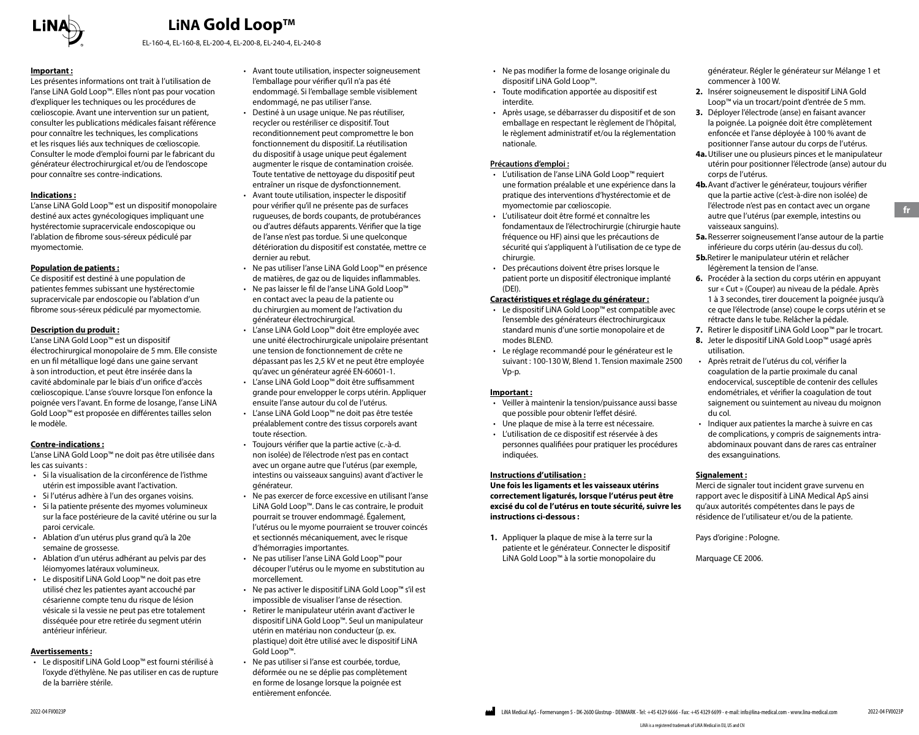# LiNA Gold Loop™

EL-160-4, EL-160-8, EL-200-4, EL-200-8, EL-240-4, EL-240-8

**Important :**

Les présentes informations ont trait à l'utilisation de l'anse LiNA Gold Loop™. Elles n'ont pas pour vocation d'expliquer les techniques ou les procédures de cœlioscopie. Avant une intervention sur un patient, consulter les publications médicales faisant référence pour connaître les techniques, les complications et les risques liés aux techniques de cœlioscopie. Consulter le mode d'emploi fourni par le fabricant du générateur électrochirurgical et/ou de l'endoscope pour connaître ses contre-indications.

**Indications :**

L'anse LiNA Gold Loop™ est un dispositif monopolaire destiné aux actes gynécologiques impliquant une hystérectomie supracervicale endoscopique ou l'ablation de fibrome sous-séreux pédiculé par myomectomie.

**Population de patients :**

Ce dispositif est destiné à une population de patientes femmes subissant une hystérectomie supracervicale par endoscopie ou l'ablation d'un fibrome sous-séreux pédiculé par myomectomie.

**Description du produit :**

L'anse LiNA Gold Loop™ est un dispositif électrochirurgical monopolaire de 5 mm. Elle consiste en un fil métallique logé dans une gaine servant à son introduction, et peut être insérée dans la cavité abdominale par le biais d'un orifice d'accès cœlioscopique. L'anse s'ouvre lorsque l'on enfonce la poignée vers l'avant. En forme de losange, l'anse LiNA Gold Loop™ est proposée en différentes tailles selon le modèle.

**Contre-indications :**

L'anse LiNA Gold Loop™ ne doit pas être utilisée dans les cas suivants :

- Si la visualisation de la circonférence de l'isthme utérin est impossible avant l'activation.
- Si l'utérus adhère à l'un des organes voisins.
- Si la patiente présente des myomes volumineux sur la face postérieure de la cavité utérine ou sur la paroi cervicale.
- Ablation d'un utérus plus grand qu'à la 20e semaine de grossesse.
- Ablation d'un utérus adhérant au pelvis par des léiomyomes latéraux volumineux.
- Le dispositif LiNA Gold Loop™ ne doit pas être utilisé chez les patientes ayant accouché par césarienne compte tenu du risque de lésion vésicale si la vessie ne peut pas être totalement disséquée pour être retirée du segment utérin antérieur inférieur.

**Avertissements :**

- Le dispositif LiNA Gold Loop™ est fourni stérilisé à l'oxyde d'éthylène. Ne pas utiliser en cas de rupture de la barrière stérile.
- Avant toute utilisation, inspecter soigneusement l'emballage pour vérifier qu'il n'a pas été endommagé. Si l'emballage semble visiblement endommagé, ne pas utiliser l'anse.
- Destiné à un usage unique. Ne pas réutiliser, recycler ou restériliser ce dispositif. Tout reconditionnement peut compromettre le bon fonctionnement du dispositif. La réutilisation du dispositif à usage unique peut également augmenter le risque de contamination croisée. Toute tentative de nettoyage du dispositif peut entraîner un risque de dysfonctionnement.
- Avant toute utilisation, inspecter le dispositif pour vérifier qu'il ne présente pas de surfaces rugueuses, de bords coupants, de protubérances ou d'autres défauts apparents. Vérifier que la tige de l'anse n'est pas tordue. Si une quelconque détérioration du dispositif est constatée, mettre ce dernier au rebut.
- Ne pas utiliser l'anse LiNA Gold Loop™ en présence de matières, de gaz ou de liquides inflammables.
- Ne pas laisser le fil de l'anse LiNA Gold Loop™ en contact avec la peau de la patiente ou du chirurgien au moment de l'activation du générateur électrochirurgical.
- L'anse LiNA Gold Loop™ doit être employée avec une unité électrochirurgicale unipolaire présentant une tension de fonctionnement de crête ne dépassant pas les 2,5 kV et ne peut être employée qu'avec un générateur agréé EN-60601-1.
- L'anse LiNA Gold Loop™ doit être suffisamment grande pour envelopper le corps utérin. Appliquer ensuite l'anse autour du col de l'utérus.
- L'anse LiNA Gold Loop™ ne doit pas être testée préalablement contre des tissus corporels avant toute résection.
- Toujours vérifier que la partie active (c.-à-d. non isolée) de l'électrode n'est pas en contact avec un organe autre que l'utérus (par exemple, intestins ou vaisseaux sanguins) avant d'activer le générateur.
- Ne pas exercer de force excessive en utilisant l'anse LiNA Gold Loop™. Dans le cas contraire, le produit pourrait se trouver endommagé. Également, l'utérus ou le myome pourraient se trouver coincés et sectionnés mécaniquement, avec le risque d'hémorragies importantes.
- Ne pas utiliser l'anse LiNA Gold Loop™ pour découper l'utérus ou le myome en substitution au morcellement.
- Ne pas activer le dispositif LiNA Gold Loop™ s'il est impossible de visualiser l'anse de résection.
- Retirer le manipulateur utérin avant d'activer le dispositif LiNA Gold Loop™. Seul un manipulateur utérin en matériau non conducteur (p. ex. plastique) doit être utilisé avec le dispositif LiNA Gold Loop™.
- Ne pas utiliser si l'anse est courbée, tordue, déformée ou ne se déplie pas complètement en forme de losange lorsque la poignée est entièrement enfoncée.
- Ne pas modifier la forme de losange originale du dispositif LiNA Gold Loop™.
- Toute modification apportée au dispositif est interdite.
- Après usage, se débarrasser du dispositif et de son emballage en respectant le règlement de l'hôpital, le règlement administratif et/ou la réglementation nationale.

**Précautions d'emploi :**

- L'utilisation de l'anse LiNA Gold Loop™ requiert une formation préalable et une expérience dans la pratique des interventions d'hystérectomie et de myomectomie par cœlioscopie.
- L'utilisateur doit être formé et connaître les fondamentaux de l'électrochirurgie (chirurgie haute fréquence ou HF) ainsi que les précautions de sécurité qui s'appliquent à l'utilisation de ce type de chirurgie.
- Des précautions doivent être prises lorsque le patient porte un dispositif électronique implanté (DEI).

**Caractéristiques et réglage du générateur :**

- Le dispositif LiNA Gold Loop™ est compatible avec l'ensemble des générateurs électrochirurgicaux standard munis d'une sortie monopolaire et de modes BLEND.
- Le réglage recommandé pour le générateur est le suivant : 100-130 W, Blend 1. Tension maximale 2500 Vp-p.

**Important :**

- Veiller à maintenir la tension/puissance aussi basse que possible pour obtenir l'effet désiré.
- Une plaque de mise à la terre est nécessaire.
- L'utilisation de ce dispositif est réservée à des personnes qualifiées pour pratiquer les procédures indiquées.

**Instructions d'utilisation :**

**Une fois les ligaments et les vaisseaux utérins correctement ligaturés, lorsque l'utérus peut être excisé du col de l'utérus en toute sécurité, suivre les instructions ci-dessous :**

**1.** Appliquer la plaque de mise à la terre sur la patiente et le générateur. Connecter le dispositif LiNA Gold Loop™ à la sortie monopolaire du générateur. Régler le générateur sur Mélange 1 et commencer à 100 W.

**2.** Insérer soigneusement le dispositif LiNA Gold Loop™ via un trocart/point d'entrée de 5 mm.

**3.** Déployer l'électrode (anse) en faisant avancer la poignée. La poignée doit être complètement enfoncée et l'anse déployée à 100 % avant de positionner l'anse autour du corps de l'utérus.

**4a.** Utiliser une ou plusieurs pinces et le manipulateur utérin pour positionner l'électrode (anse) autour du corps de l'utérus.

**4b.** Avant d'activer le générateur, toujours vérifier que la partie active (c'est-à-dire non isolée) de l'électrode n'est pas en contact avec un organe autre que l'utérus (par exemple, intestins ou vaisseaux sanguins).

**5a.** Resserrer soigneusement l'anse autour de la partie inférieure du corps utérin (au-dessus du col).

**5b.** Retirer le manipulateur utérin et relâcher légèrement la tension de l'anse.

**6.** Procéder à la section du corps utérin en appuyant sur « Cut » (Couper) au niveau de la pédale. Après 1 à 3 secondes, tirer doucement la poignée jusqu'à ce que l'électrode (anse) coupe le corps utérin et se rétracte dans le tube. Relâcher la pédale.

**7.** Retirer le dispositif LiNA Gold Loop™ par le trocart.

**8.** Jeter le dispositif LiNA Gold Loop™ usagé après utilisation.

- Après retrait de l'utérus du col, vérifier la coagulation de la partie proximale du canal endocervical, susceptible de contenir des cellules endométriales, et vérifier la coagulation de tout saignement ou suintement au niveau du moignon du col.
- Indiquer aux patientes la marche à suivre en cas de complications, y compris de saignements intra-abdominaux pouvant dans de rares cas entraîner des exsanguinations.

**Signalement :**

Merci de signaler tout incident grave survenu en rapport avec le dispositif à LiNA Medical ApS ainsi qu'aux autorités compétentes dans le pays de résidence de l'utilisateur et/ou de la patiente.

Pays d'origine : Pologne.

Marquage CE 2006.

LiNA Medical ApS - Formervangen 5 - DK-2600 Glostrup - DENMARK - Tel: +45 4329 6666 - Fax: +45 4329 6699 - e-mail: info@lina-medical.com - www.lina-medical.com

LiNA is a registered trademark of LiNA Medical in EU, US and CN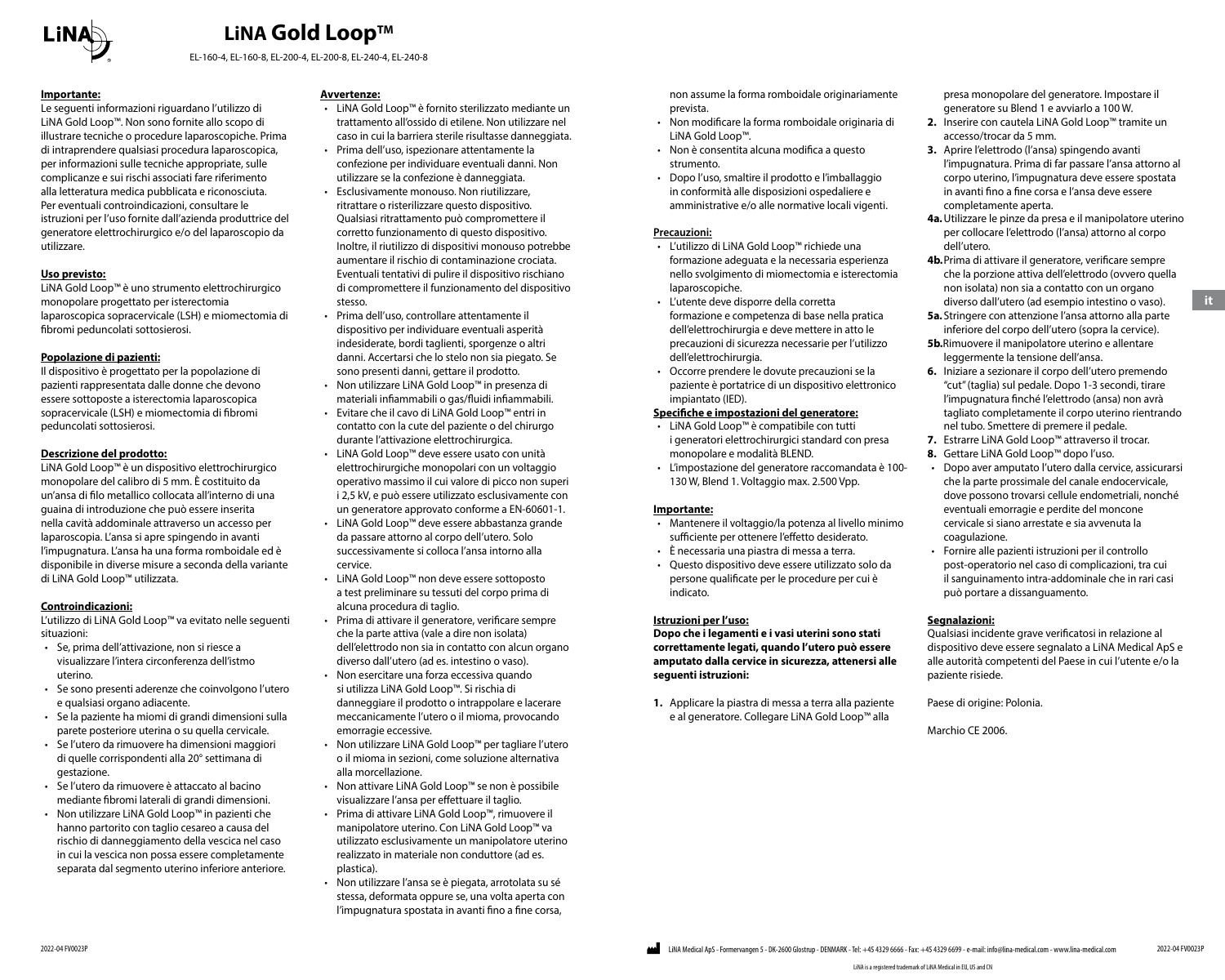# LiNA Gold Loop™

EL-160-4, EL-160-8, EL-200-4, EL-200-8, EL-240-4, EL-240-8

**Importante:**

Le seguenti informazioni riguardano l'utilizzo di LiNA Gold Loop™. Non sono fornite allo scopo di illustrare tecniche o procedure laparoscopiche. Prima di intraprendere qualsiasi procedura laparoscopica, per informazioni sulle tecniche appropriate, sulle complicanze e sui rischi associati fare riferimento alla letteratura medica pubblicata e riconosciuta. Per eventuali controindicazioni, consultare le istruzioni per l'uso fornite dall'azienda produttrice del generatore elettrochirurgico e/o del laparoscopio da utilizzare.

**Uso previsto:**

LiNA Gold Loop™ è uno strumento elettrochirurgico monopolare progettato per isterectomia laparoscopica sopracervicale (LSH) e miomectomia di fibromi peduncolati sottosierosi.

**Popolazione di pazienti:**

Il dispositivo è progettato per la popolazione di pazienti rappresentata dalle donne che devono essere sottoposte a isterectomia laparoscopica sopracervicale (LSH) e miomectomia di fibromi peduncolati sottosierosi.

**Descrizione del prodotto:**

LiNA Gold Loop™ è un dispositivo elettrochirurgico monopolare del calibro di 5 mm. È costituito da un'ansa di filo metallico collocata all'interno di una guaina di introduzione che può essere inserita nella cavità addominale attraverso un accesso per laparoscopia. L'ansa si apre spingendo in avanti l'impugnatura. L'ansa ha una forma romboidale ed è disponibile in diverse misure a seconda della variante di LiNA Gold Loop™ utilizzata.

**Controindicazioni:**

L'utilizzo di LiNA Gold Loop™ va evitato nelle seguenti situazioni:

- Se, prima dell'attivazione, non si riesce a visualizzare l'intera circonferenza dell'istmo uterino.
- Se sono presenti aderenze che coinvolgono l'utero e qualsiasi organo adiacente.
- Se la paziente ha miomi di grandi dimensioni sulla parete posteriore uterina o su quella cervicale.
- Se l'utero da rimuovere ha dimensioni maggiori di quelle corrispondenti alla 20° settimana di gestazione.
- Se l'utero da rimuovere è attaccato al bacino mediante fibromi laterali di grandi dimensioni.
- Non utilizzare LiNA Gold Loop™ in pazienti che hanno partorito con taglio cesareo a causa del rischio di danneggiamento della vescica nel caso in cui la vescica non possa essere completamente separata dal segmento uterino inferiore anteriore.

**Avvertenze:**

- LiNA Gold Loop™ è fornito sterilizzato mediante un trattamento all'ossido di etilene. Non utilizzare nel caso in cui la barriera sterile risultasse danneggiata.
- Prima dell'uso, ispezionare attentamente la confezione per individuare eventuali danni. Non utilizzare se la confezione è danneggiata.
- Esclusivamente monouso. Non riutilizzare, ritrattare o risterilizzare questo dispositivo. Qualsiasi ritrattamento può compromettere il corretto funzionamento di questo dispositivo. Inoltre, il riutilizzo di dispositivi monouso potrebbe aumentare il rischio di contaminazione crociata. Eventuali tentativi di pulire il dispositivo rischiano di compromettere il funzionamento del dispositivo stesso.
- Prima dell'uso, controllare attentamente il dispositivo per individuare eventuali asperità indesiderate, bordi taglienti, sporgenze o altri danni. Accertarsi che lo stelo non sia piegato. Se sono presenti danni, gettare il prodotto.
- Non utilizzare LiNA Gold Loop™ in presenza di materiali infiammabili o gas/fluidi infiammabili.
- Evitare che il cavo di LiNA Gold Loop™ entri in contatto con la cute del paziente o del chirurgo durante l'attivazione elettrochirurgica.
- LiNA Gold Loop™ deve essere usato con unità elettrochirurgiche monopolari con un voltaggio operativo massimo il cui valore di picco non superi i 2,5 kV, e può essere utilizzato esclusivamente con un generatore approvato conforme a EN-60601-1.
- LiNA Gold Loop™ deve essere abbastanza grande da passare attorno al corpo dell'utero. Solo successivamente si colloca l'ansa intorno alla cervice.
- LiNA Gold Loop™ non deve essere sottoposto a test preliminare su tessuti del corpo prima di alcuna procedura di taglio.
- Prima di attivare il generatore, verificare sempre che la parte attiva (vale a dire non isolata) dell'elettrodo non sia in contatto con alcun organo diverso dall'utero (ad es. intestino o vaso).
- Non esercitare una forza eccessiva quando si utilizza LiNA Gold Loop™. Si rischia di danneggiare il prodotto o intrappolare e lacerare meccanicamente l'utero o il mioma, provocando emorragie eccessive.
- Non utilizzare LiNA Gold Loop™ per tagliare l'utero o il mioma in sezioni, come soluzione alternativa alla morcellazione.
- Non attivare LiNA Gold Loop™ se non è possibile visualizzare l'ansa per effettuare il taglio.
- Prima di attivare LiNA Gold Loop™, rimuovere il manipolatore uterino. Con LiNA Gold Loop™ va utilizzato esclusivamente un manipolatore uterino realizzato in materiale non conduttore (ad es. plastica).
- Non utilizzare l'ansa se è piegata, arrotolata su sé stessa, deformata oppure se, una volta aperta con l'impugnatura spostata in avanti fino a fine corsa, non assume la forma romboidale originariamente prevista.
- Non modificare la forma romboidale originaria di LiNA Gold Loop™.
- Non è consentita alcuna modifica a questo strumento.
- Dopo l'uso, smaltire il prodotto e l'imballaggio in conformità alle disposizioni ospedaliere e amministrative e/o alle normative locali vigenti.

**Precauzioni:**

- L'utilizzo di LiNA Gold Loop™ richiede una formazione adeguata e la necessaria esperienza nello svolgimento di miomectomia e isterectomia laparoscopiche.
- L'utente deve disporre della corretta formazione e competenza di base nella pratica dell'elettrochirurgia e deve mettere in atto le precauzioni di sicurezza necessarie per l'utilizzo dell'elettrochirurgia.
- Occorre prendere le dovute precauzioni se la paziente è portatrice di un dispositivo elettronico impiantato (IED).

**Specifiche e impostazioni del generatore:**

- LiNA Gold Loop™ è compatibile con tutti i generatori elettrochirurgici standard con presa monopolare e modalità BLEND.
- L'impostazione del generatore raccomandata è 100-130 W, Blend 1. Voltaggio max. 2.500 Vpp.

**Importante:**

- Mantenere il voltaggio/la potenza al livello minimo sufficiente per ottenere l'effetto desiderato.
- È necessaria una piastra di messa a terra.
- Questo dispositivo deve essere utilizzato solo da persone qualificate per le procedure per cui è indicato.

**Istruzioni per l'uso:**

**Dopo che i legamenti e i vasi uterini sono stati correttamente legati, quando l'utero può essere amputato dalla cervice in sicurezza, attenersi alle seguenti istruzioni:**

**1.** Applicare la piastra di messa a terra alla paziente e al generatore. Collegare LiNA Gold Loop™ alla presa monopolare del generatore. Impostare il generatore su Blend 1 e avviarlo a 100 W.

**2.** Inserire con cautela LiNA Gold Loop™ tramite un accesso/trocar da 5 mm.

**3.** Aprire l'elettrodo (l'ansa) spingendo avanti l'impugnatura. Prima di far passare l'ansa attorno al corpo uterino, l'impugnatura deve essere spostata in avanti fino a fine corsa e l'ansa deve essere completamente aperta.

**4a.** Utilizzare le pinze da presa e il manipolatore uterino per collocare l'elettrodo (l'ansa) attorno al corpo dell'utero.

**4b.** Prima di attivare il generatore, verificare sempre che la porzione attiva dell'elettrodo (ovvero quella non isolata) non sia a contatto con un organo diverso dall'utero (ad esempio intestino o vaso).

**5a.** Stringere con attenzione l'ansa attorno alla parte inferiore del corpo dell'utero (sopra la cervice).

**5b.** Rimuovere il manipolatore uterino e allentare leggermente la tensione dell'ansa.

**6.** Iniziare a sezionare il corpo dell'utero premendo "cut" (taglia) sul pedale. Dopo 1-3 secondi, tirare l'impugnatura finché l'elettrodo (ansa) non avrà tagliato completamente il corpo uterino rientrando nel tubo. Smettere di premere il pedale.

**7.** Estrarre LiNA Gold Loop™ attraverso il trocar.

**8.** Gettare LiNA Gold Loop™ dopo l'uso.

- Dopo aver amputato l'utero dalla cervice, assicurarsi che la parte prossimale del canale endocervicale, dove possono trovarsi cellule endometriali, nonché eventuali emorragie e perdite del moncone cervicale si siano arrestate e sia avvenuta la coagulazione.
- Fornire alle pazienti istruzioni per il controllo post-operatorio nel caso di complicazioni, tra cui il sanguinamento intra-addominale che in rari casi può portare a dissanguamento.

**Segnalazioni:**

Qualsiasi incidente grave verificatosi in relazione al dispositivo deve essere segnalato a LiNA Medical ApS e alle autorità competenti del Paese in cui l'utente e/o la paziente risiede.

Paese di origine: Polonia.

Marchio CE 2006.

LiNA Medical ApS - Formervangen 5 - DK-2600 Glostrup - DENMARK - Tel: +45 4329 6666 - Fax: +45 4329 6699 - e-mail: info@lina-medical.com - www.lina-medical.com

LiNA is a registered trademark of LiNA Medical in EU, US and CN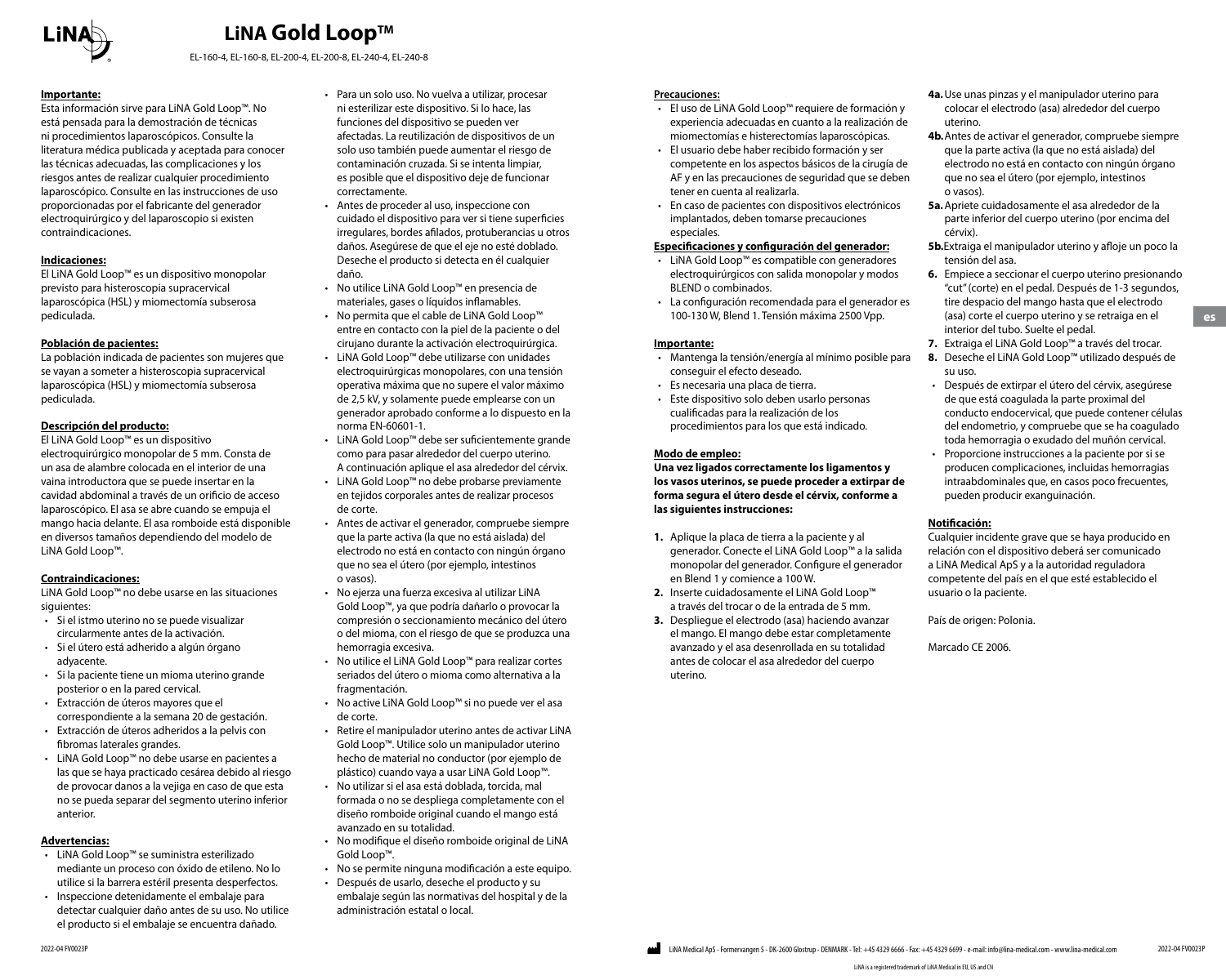# LiNA Gold Loop™

EL-160-4, EL-160-8, EL-200-4, EL-200-8, EL-240-4, EL-240-8

**Importante:**

Esta información sirve para LiNA Gold Loop™. No está pensada para la demostración de técnicas ni procedimientos laparoscópicos. Consulte la literatura médica publicada y aceptada para conocer las técnicas adecuadas, las complicaciones y los riesgos antes de realizar cualquier procedimiento laparoscópico. Consulte en las instrucciones de uso proporcionadas por el fabricante del generador electroquirúrgico y del laparoscopio si existen contraindicaciones.

**Indicaciones:**

El LiNA Gold Loop™ es un dispositivo monopolar previsto para histeroscopia supracervical laparoscópica (HSL) y miomectomía subserosa pediculada.

**Población de pacientes:**

La población indicada de pacientes son mujeres que se vayan a someter a histeroscopia supracervical laparoscópica (HSL) y miomectomía subserosa pediculada.

**Descripción del producto:**

El LiNA Gold Loop™ es un dispositivo electroquirúrgico monopolar de 5 mm. Consta de un asa de alambre colocada en el interior de una vaina introductora que se puede insertar en la cavidad abdominal a través de un orificio de acceso laparoscópico. El asa se abre cuando se empuja el mango hacia delante. El asa romboide está disponible en diversos tamaños dependiendo del modelo de LiNA Gold Loop™.

**Contraindicaciones:**

LiNA Gold Loop™ no debe usarse en las situaciones siguientes:

- Si el istmo uterino no se puede visualizar circularmente antes de la activación.
- Si el útero está adherido a algún órgano adyacente.
- Si la paciente tiene un mioma uterino grande posterior o en la pared cervical.
- Extracción de úteros mayores que el correspondiente a la semana 20 de gestación.
- Extracción de úteros adheridos a la pelvis con fibromas laterales grandes.
- LiNA Gold Loop™ no debe usarse en pacientes a las que se haya practicado cesárea debido al riesgo de provocar danos a la vejiga en caso de que esta no se pueda separar del segmento uterino inferior anterior.

**Advertencias:**

- LiNA Gold Loop™ se suministra esterilizado mediante un proceso con óxido de etileno. No lo utilice si la barrera estéril presenta desperfectos.
- Inspeccione detenidamente el embalaje para detectar cualquier daño antes de su uso. No utilice el producto si el embalaje se encuentra dañado.
- Para un solo uso. No vuelva a utilizar, procesar ni esterilizar este dispositivo. Si lo hace, las funciones del dispositivo se pueden ver afectadas. La reutilización de dispositivos de un solo uso también puede aumentar el riesgo de contaminación cruzada. Si se intenta limpiar, es posible que el dispositivo deje de funcionar correctamente.
- Antes de proceder al uso, inspeccione con cuidado el dispositivo para ver si tiene superficies irregulares, bordes afilados, protuberancias u otros daños. Asegúrese de que el eje no esté doblado. Deseche el producto si detecta en él cualquier daño.
- No utilice LiNA Gold Loop™ en presencia de materiales, gases o líquidos inflamables.
- No permita que el cable de LiNA Gold Loop™ entre en contacto con la piel de la paciente o del cirujano durante la activación electroquirúrgica.
- LiNA Gold Loop™ debe utilizarse con unidades electroquirúrgicas monopolares, con una tensión operativa máxima que no supere el valor máximo de 2,5 kV, y solamente puede emplearse con un generador aprobado conforme a lo dispuesto en la norma EN-60601-1.
- LiNA Gold Loop™ debe ser suficientemente grande como para pasar alrededor del cuerpo uterino. A continuación aplique el asa alrededor del cérvix.
- LiNA Gold Loop™ no debe probarse previamente en tejidos corporales antes de realizar procesos de corte.
- Antes de activar el generador, compruebe siempre que la parte activa (la que no está aislada) del electrodo no está en contacto con ningún órgano que no sea el útero (por ejemplo, intestinos o vasos).
- No ejerza una fuerza excesiva al utilizar LiNA Gold Loop™, ya que podría dañarlo o provocar la compresión o seccionamiento mecánico del útero o del mioma, con el riesgo de que se produzca una hemorragia excesiva.
- No utilice el LiNA Gold Loop™ para realizar cortes seriados del útero o mioma como alternativa a la fragmentación.
- No active LiNA Gold Loop™ si no puede ver el asa de corte.
- Retire el manipulador uterino antes de activar LiNA Gold Loop™. Utilice solo un manipulador uterino hecho de material no conductor (por ejemplo de plástico) cuando vaya a usar LiNA Gold Loop™.
- No utilizar si el asa está doblada, torcida, mal formada o no se despliega completamente con el diseño romboide original cuando el mango está avanzado en su totalidad.
- No modifique el diseño romboide original de LiNA Gold Loop™.
- No se permite ninguna modificación a este equipo.
- Después de usarlo, deseche el producto y su embalaje según las normativas del hospital y de la administración estatal o local.

**Precauciones:**

- El uso de LiNA Gold Loop™ requiere de formación y experiencia adecuadas en cuanto a la realización de miomectomías e histerectomías laparoscópicas.
- El usuario debe haber recibido formación y ser competente en los aspectos básicos de la cirugía de AF y en las precauciones de seguridad que se deben tener en cuenta al realizarla.
- En caso de pacientes con dispositivos electrónicos implantados, deben tomarse precauciones especiales.

**Especificaciones y configuración del generador:**

- LiNA Gold Loop™ es compatible con generadores electroquirúrgicos con salida monopolar y modos BLEND o combinados.
- La configuración recomendada para el generador es 100-130 W, Blend 1. Tensión máxima 2500 Vpp.

**Importante:**

- Mantenga la tensión/energía al mínimo posible para conseguir el efecto deseado.
- Es necesaria una placa de tierra.
- Este dispositivo solo deben usarlo personas cualificadas para la realización de los procedimientos para los que está indicado.

**Modo de empleo:**

**Una vez ligados correctamente los ligamentos y los vasos uterinos, se puede proceder a extirpar de forma segura el útero desde el cérvix, conforme a las siguientes instrucciones:**

1. Aplique la placa de tierra a la paciente y al generador. Conecte el LiNA Gold Loop™ a la salida monopolar del generador. Configure el generador en Blend 1 y comience a 100 W.
2. Inserte cuidadosamente el LiNA Gold Loop™ a través del trocar o de la entrada de 5 mm.
3. Despliegue el electrodo (asa) haciendo avanzar el mango. El mango debe estar completamente avanzado y el asa desenrollada en su totalidad antes de colocar el asa alrededor del cuerpo uterino.

**4a.** Use unas pinzas y el manipulador uterino para colocar el electrodo (asa) alrededor del cuerpo uterino.

**4b.** Antes de activar el generador, compruebe siempre que la parte activa (la que no está aislada) del electrodo no está en contacto con ningún órgano que no sea el útero (por ejemplo, intestinos o vasos).

**5a.** Apriete cuidadosamente el asa alrededor de la parte inferior del cuerpo uterino (por encima del cérvix).

**5b.** Extraiga el manipulador uterino y afloje un poco la tensión del asa.

**6.** Empiece a seccionar el cuerpo uterino presionando "cut" (corte) en el pedal. Después de 1-3 segundos, tire despacio del mango hasta que el electrodo (asa) corte el cuerpo uterino y se retraiga en el interior del tubo. Suelte el pedal.

**7.** Extraiga el LiNA Gold Loop™ a través del trocar.

**8.** Deseche el LiNA Gold Loop™ utilizado después de su uso.

- Después de extirpar el útero del cérvix, asegúrese de que está coagulada la parte proximal del conducto endocervical, que puede contener células del endometrio, y compruebe que se ha coagulado toda hemorragia o exudado del muñón cervical.
- Proporcione instrucciones a la paciente por si se producen complicaciones, incluidas hemorragias intraabdominales que, en casos poco frecuentes, pueden producir exanguinación.

**Notificación:**

Cualquier incidente grave que se haya producido en relación con el dispositivo deberá ser comunicado a LiNA Medical ApS y a la autoridad reguladora competente del país en el que esté establecido el usuario o la paciente.

País de origen: Polonia.

Marcado CE 2006.

LiNA Medical ApS - Formervangen 5 - DK-2600 Glostrup - DENMARK - Tel: +45 4329 6666 - Fax: +45 4329 6699 - e-mail: info@lina-medical.com - www.lina-medical.com

LiNA is a registered trademark of LiNA Medical in EU, US and CN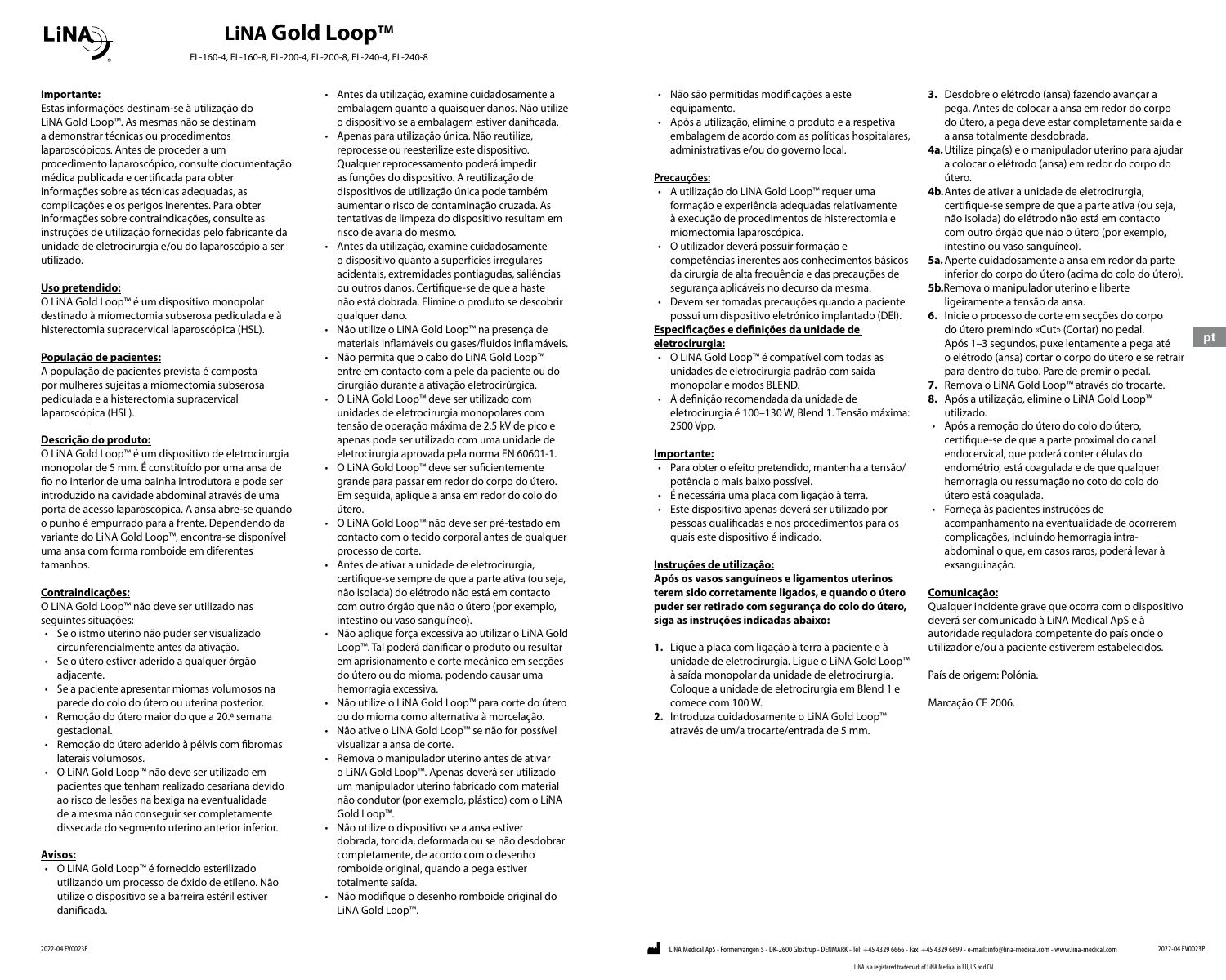# LiNA Gold Loop™

EL-160-4, EL-160-8, EL-200-4, EL-200-8, EL-240-4, EL-240-8

**Importante:**

Estas informações destinam-se à utilização do LiNA Gold Loop™. As mesmas não se destinam a demonstrar técnicas ou procedimentos laparoscópicos. Antes de proceder a um procedimento laparoscópico, consulte documentação médica publicada e certificada para obter informações sobre as técnicas adequadas, as complicações e os perigos inerentes. Para obter informações sobre contraindicações, consulte as instruções de utilização fornecidas pelo fabricante da unidade de eletrocirurgia e/ou do laparoscópio a ser utilizado.

**Uso pretendido:**

O LiNA Gold Loop™ é um dispositivo monopolar destinado à miomectomia subserosa pediculada e à histerectomia supracervical laparoscópica (HSL).

**População de pacientes:**

A população de pacientes prevista é composta por mulheres sujeitas a miomectomia subserosa pediculada e a histerectomia supracervical laparoscópica (HSL).

**Descrição do produto:**

O LiNA Gold Loop™ é um dispositivo de eletrocirurgia monopolar de 5 mm. É constituído por uma ansa de fio no interior de uma bainha introdutora e pode ser introduzido na cavidade abdominal através de uma porta de acesso laparoscópica. A ansa abre-se quando o punho é empurrado para a frente. Dependendo da variante do LiNA Gold Loop™, encontra-se disponível uma ansa com forma romboide em diferentes tamanhos.

**Contraindicações:**

O LiNA Gold Loop™ não deve ser utilizado nas seguintes situações:

- Se o istmo uterino não puder ser visualizado circunferencialmente antes da ativação.
- Se o útero estiver aderido a qualquer órgão adjacente.
- Se a paciente apresentar miomas volumosos na parede do colo do útero ou uterina posterior.
- Remoção do útero maior do que a 20.ª semana gestacional.
- Remoção do útero aderido à pélvis com fibromas laterais volumosos.
- O LiNA Gold Loop™ não deve ser utilizado em pacientes que tenham realizado cesariana devido ao risco de lesões na bexiga na eventualidade de a mesma não conseguir ser completamente dissecada do segmento uterino anterior inferior.

**Avisos:**

- O LiNA Gold Loop™ é fornecido esterilizado utilizando um processo de óxido de etileno. Não utilize o dispositivo se a barreira estéril estiver danificada.
- Antes da utilização, examine cuidadosamente a embalagem quanto a quaisquer danos. Não utilize o dispositivo se a embalagem estiver danificada.
- Apenas para utilização única. Não reutilize, reprocesse ou reesterilize este dispositivo. Qualquer reprocessamento poderá impedir as funções do dispositivo. A reutilização de dispositivos de utilização única pode também aumentar o risco de contaminação cruzada. As tentativas de limpeza do dispositivo resultam em risco de avaria do mesmo.
- Antes da utilização, examine cuidadosamente o dispositivo quanto a superfícies irregulares acidentais, extremidades pontiagudas, saliências ou outros danos. Certifique-se de que a haste não está dobrada. Elimine o produto se descobrir qualquer dano.
- Não utilize o LiNA Gold Loop™ na presença de materiais inflamáveis ou gases/fluidos inflamáveis.
- Não permita que o cabo do LiNA Gold Loop™ entre em contacto com a pele da paciente ou do cirurgião durante a ativação eletrocirúrgica.
- O LiNA Gold Loop™ deve ser utilizado com unidades de eletrocirurgia monopolares com tensão de operação máxima de 2,5 kV de pico e apenas pode ser utilizado com uma unidade de eletrocirurgia aprovada pela norma EN 60601-1.
- O LiNA Gold Loop™ deve ser suficientemente grande para passar em redor do corpo do útero. Em seguida, aplique a ansa em redor do colo do útero.
- O LiNA Gold Loop™ não deve ser pré-testado em contacto com o tecido corporal antes de qualquer processo de corte.
- Antes de ativar a unidade de eletrocirurgia, certifique-se sempre de que a parte ativa (ou seja, não isolada) do elétrodo não está em contacto com outro órgão que não o útero (por exemplo, intestino ou vaso sanguíneo).
- Não aplique força excessiva ao utilizar o LiNA Gold Loop™. Tal poderá danificar o produto ou resultar em aprisionamento e corte mecânico em secções do útero ou do mioma, podendo causar uma hemorragia excessiva.
- Não utilize o LiNA Gold Loop™ para corte do útero ou do mioma como alternativa à morcelação.
- Não ative o LiNA Gold Loop™ se não for possível visualizar a ansa de corte.
- Remova o manipulador uterino antes de ativar o LiNA Gold Loop™. Apenas deverá ser utilizado um manipulador uterino fabricado com material não condutor (por exemplo, plástico) com o LiNA Gold Loop™.
- Não utilize o dispositivo se a ansa estiver dobrada, torcida, deformada ou se não desdobrar completamente, de acordo com o desenho romboide original, quando a pega estiver totalmente saída.
- Não modifique o desenho romboide original do LiNA Gold Loop™.
- Não são permitidas modificações a este equipamento.
- Após a utilização, elimine o produto e a respetiva embalagem de acordo com as políticas hospitalares, administrativas e/ou do governo local.

**Precauções:**

- A utilização do LiNA Gold Loop™ requer uma formação e experiência adequadas relativamente à execução de procedimentos de histerectomia e miomectomia laparoscópica.
- O utilizador deverá possuir formação e competências inerentes aos conhecimentos básicos da cirurgia de alta frequência e das precauções de segurança aplicáveis no decurso da mesma.
- Devem ser tomadas precauções quando a paciente possui um dispositivo eletrónico implantado (DEI).

**Especificações e definições da unidade de eletrocirurgia:**

- O LiNA Gold Loop™ é compatível com todas as unidades de eletrocirurgia padrão com saída monopolar e modos BLEND.
- A definição recomendada da unidade de eletrocirurgia é 100–130 W, Blend 1. Tensão máxima: 2500 Vpp.

**Importante:**

- Para obter o efeito pretendido, mantenha a tensão/potência o mais baixo possível.
- É necessária uma placa com ligação à terra.
- Este dispositivo apenas deverá ser utilizado por pessoas qualificadas e nos procedimentos para os quais este dispositivo é indicado.

**Instruções de utilização:**

**Após os vasos sanguíneos e ligamentos uterinos terem sido corretamente ligados, e quando o útero puder ser retirado com segurança do colo do útero, siga as instruções indicadas abaixo:**

**1.** Ligue a placa com ligação à terra à paciente e à unidade de eletrocirurgia. Ligue o LiNA Gold Loop™ à saída monopolar da unidade de eletrocirurgia. Coloque a unidade de eletrocirurgia em Blend 1 e comece com 100 W.

**2.** Introduza cuidadosamente o LiNA Gold Loop™ através de um/a trocarte/entrada de 5 mm.

**3.** Desdobre o elétrodo (ansa) fazendo avançar a pega. Antes de colocar a ansa em redor do corpo do útero, a pega deve estar completamente saída e a ansa totalmente desdobrada.

**4a.** Utilize pinça(s) e o manipulador uterino para ajudar a colocar o elétrodo (ansa) em redor do corpo do útero.

**4b.** Antes de ativar a unidade de eletrocirurgia, certifique-se sempre de que a parte ativa (ou seja, não isolada) do elétrodo não está em contacto com outro órgão que não o útero (por exemplo, intestino ou vaso sanguíneo).

**5a.** Aperte cuidadosamente a ansa em redor da parte inferior do corpo do útero (acima do colo do útero).

**5b.** Remova o manipulador uterino e liberte ligeiramente a tensão da ansa.

**6.** Inicie o processo de corte em secções do corpo do útero premindo «Cut» (Cortar) no pedal. Após 1–3 segundos, puxe lentamente a pega até o elétrodo (ansa) cortar o corpo do útero e se retrair para dentro do tubo. Pare de premir o pedal.

**7.** Remova o LiNA Gold Loop™ através do trocarte.

**8.** Após a utilização, elimine o LiNA Gold Loop™ utilizado.

- Após a remoção do útero do colo do útero, certifique-se de que a parte proximal do canal endocervical, que poderá conter células do endométrio, está coagulada e de que qualquer hemorragia ou ressumação no coto do colo do útero está coagulada.
- Forneça às pacientes instruções de acompanhamento na eventualidade de ocorrerem complicações, incluindo hemorragia intra-abdominal o que, em casos raros, poderá levar à exsanguinação.

**Comunicação:**

Qualquer incidente grave que ocorra com o dispositivo deverá ser comunicado à LiNA Medical ApS e à autoridade reguladora competente do país onde o utilizador e/ou a paciente estiverem estabelecidos.

País de origem: Polónia.

Marcação CE 2006.

LiNA Medical ApS - Formervangen 5 - DK-2600 Glostrup - DENMARK - Tel: +45 4329 6666 - Fax: +45 4329 6699 - e-mail: info@lina-medical.com - www.lina-medical.com

LiNA is a registered trademark of LiNA Medical in EU, US and CN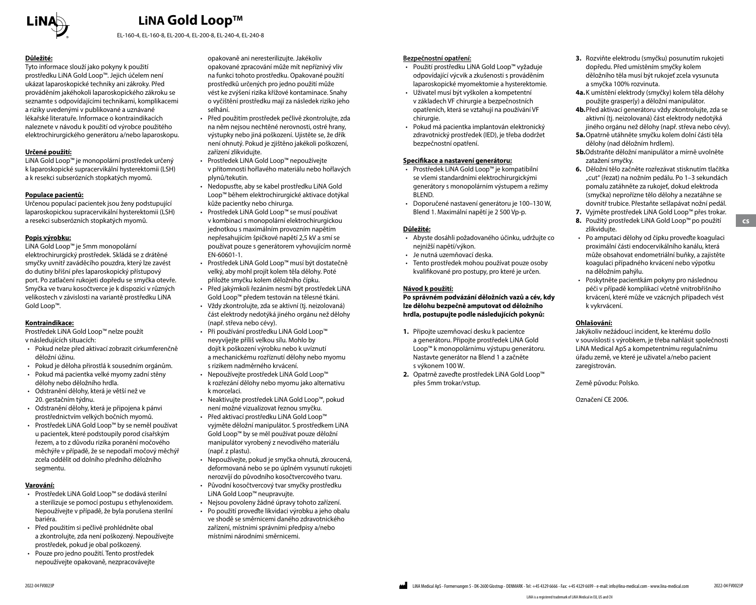# LiNA Gold Loop™

EL-160-4, EL-160-8, EL-200-4, EL-200-8, EL-240-4, EL-240-8

**Důležité:**
Tyto informace slouží jako pokyny k použití prostředku LiNA Gold Loop™. Jejich účelem není ukázat laparoskopické techniky ani zákroky. Před prováděním jakéhokoli laparoskopického zákroku se seznamte s odpovídajícími technikami, komplikacemi a riziky uvedenými v publikované a uznávané lékařské literatuře. Informace o kontraindikacích naleznete v návodu k použití od výrobce použitého elektrochirurgického generátoru a/nebo laparoskopu.

**Určené použití:**
LiNA Gold Loop™ je monopolární prostředek určený k laparoskopické supracervikální hysterektomii (LSH) a k resekci subserózních stopkatých myomů.

**Populace pacientů:**
Určenou populací pacientek jsou ženy podstupující laparoskopickou supracervikální hysterektomii (LSH) a resekci subserózních stopkatých myomů.

**Popis výrobku:**
LiNA Gold Loop™ je 5mm monopolární elektrochirurgický prostředek. Skládá se z drátěné smyčky uvnitř zaváděcího pouzdra, který lze zavést do dutiny břišní přes laparoskopický přístupový port. Po zatlačení rukojeti dopředu se smyčka otevře. Smyčka ve tvaru kosočtverce je k dispozici v různých velikostech v závislosti na variantě prostředku LiNA Gold Loop™.

**Kontraindikace:**
Prostředek LiNA Gold Loop™ nelze použít v následujících situacích:

- Pokud nelze před aktivací zobrazit cirkumferenčně děložní úžinu.
- Pokud je děloha přirostlá k sousedním orgánům.
- Pokud má pacientka velké myomy zadní stěny dělohy nebo děložního hrdla.
- Odstranění dělohy, která je větší než ve 20. gestačním týdnu.
- Odstranění dělohy, která je připojena k pánvi prostřednictvím velkých bočních myomů.
- Prostředek LiNA Gold Loop™ by se neměl používat u pacientek, které podstoupily porod císařským řezem, a to z důvodu rizika poranění močového měchýře v případě, že se nepodaří močový měchýř zcela oddělit od dolního předního děložního segmentu.

**Varování:**

- Prostředek LiNA Gold Loop™ se dodává sterilní a sterilizuje se pomocí postupu s ethylenoxidem. Nepoužívejte v případě, že byla porušena sterilní bariéra.
- Před použitím si pečlivě prohlédněte obal a zkontrolujte, zda není poškozený. Nepoužívejte prostředek, pokud je obal poškozený.
- Pouze pro jedno použití. Tento prostředek nepoužívejte opakovaně, nezpracovávejte opakovaně ani neresterilizujte. Jakékoliv opakované zpracování může mít nepříznivý vliv na funkci tohoto prostředku. Opakované použití prostředků určených pro jedno použití může vést ke zvýšení rizika křížové kontaminace. Snahy o vyčištění prostředku mají za následek riziko jeho selhání.
- Před použitím prostředek pečlivě zkontrolujte, zda na něm nejsou nechtěné nerovnosti, ostré hrany, výstupky nebo jiná poškození. Ujistěte se, že dřík není ohnutý. Pokud je zjištěno jakékoli poškození, zařízení zlikvidujte.
- Prostředek LiNA Gold Loop™ nepoužívejte v přítomnosti hořlavého materiálu nebo hořlavých plynů/tekutin.
- Nedopusťte, aby se kabel prostředku LiNA Gold Loop™ během elektrochirurgické aktivace dotýkal kůže pacientky nebo chirurga.
- Prostředek LiNA Gold Loop™ se musí používat v kombinaci s monopolární elektrochirurgickou jednotkou s maximálním provozním napětím nepřesahujícím špičkové napětí 2,5 kV a smí se používat pouze s generátorem vyhovujícím normě EN-60601-1.
- Prostředek LiNA Gold Loop™ musí být dostatečně velký, aby mohl projít kolem těla dělohy. Poté přiložte smyčku kolem děložního čípku.
- Před jakýmkoli řezáním nesmí být prostředek LiNA Gold Loop™ předem testován na tělesné tkáni.
- Vždy zkontrolujte, zda se aktivní (tj. neizolovaná) část elektrody nedotýká jiného orgánu než dělohy (např. střeva nebo cévy).
- Při používání prostředku LiNA Gold Loop™ nevyvíjejte příliš velkou sílu. Mohlo by dojít k poškození výrobku nebo k uvíznutí a mechanickému rozříznutí dělohy nebo myomu s rizikem nadměrného krvácení.
- Nepoužívejte prostředek LiNA Gold Loop™ k rozřezání dělohy nebo myomu jako alternativu k morcelaci.
- Neaktivujte prostředek LiNA Gold Loop™, pokud není možné vizualizovat řeznou smyčku.
- Před aktivací prostředku LiNA Gold Loop™ vyjměte děložní manipulátor. S prostředkem LiNA Gold Loop™ by se měl používat pouze děložní manipulátor vyrobený z nevodivého materiálu (např. z plastu).
- Nepoužívejte, pokud je smyčka ohnutá, zkroucená, deformovaná nebo se po úplném vysunutí rukojeti nerozvíjí do původního kosočtvercového tvaru.
- Původní kosočtvercový tvar smyčky prostředku LiNA Gold Loop™ neupravujte.
- Nejsou povoleny žádné úpravy tohoto zařízení.
- Po použití proveďte likvidaci výrobku a jeho obalu ve shodě se směrnicemi daného zdravotnického zařízení, místními správními předpisy a/nebo místními národními směrnicemi.

**Bezpečnostní opatření:**

- Použití prostředku LiNA Gold Loop™ vyžaduje odpovídající výcvik a zkušenosti s prováděním laparoskopické myomektomie a hysterektomie.
- Uživatel musí být vyškolen a kompetentní v základech VF chirurgie a bezpečnostních opatřeních, která se vztahují na používání VF chirurgie.
- Pokud má pacientka implantován elektronický zdravotnický prostředek (IED), je třeba dodržet bezpečnostní opatření.

**Specifikace a nastavení generátoru:**

- Prostředek LiNA Gold Loop™ je kompatibilní se všemi standardními elektrochirurgickými generátory s monopolárním výstupem a režimy BLEND.
- Doporučené nastavení generátoru je 100–130 W, Blend 1. Maximální napětí je 2 500 Vp-p.

**Důležité:**

- Abyste dosáhli požadovaného účinku, udržujte co nejnižší napětí/výkon.
- Je nutná uzemňovací deska.
- Tento prostředek mohou používat pouze osoby kvalifikované pro postupy, pro které je určen.

**Návod k použití:**

**Po správném podvázání děložních vazů a cév, kdy lze dělohu bezpečně amputovat od děložního hrdla, postupujte podle následujících pokynů:**

1. Připojte uzemňovací desku k pacientce a generátoru. Připojte prostředek LiNA Gold Loop™ k monopolárnímu výstupu generátoru. Nastavte generátor na Blend 1 a začněte s výkonem 100 W.
2. Opatrně zaveďte prostředek LiNA Gold Loop™ přes 5mm trokar/vstup.
3. Rozviňte elektrodu (smyčku) posunutím rukojeti dopředu. Před umístěním smyčky kolem děložního těla musí být rukojeť zcela vysunuta a smyčka 100% rozvinuta.

**4a.** K umístění elektrody (smyčky) kolem těla dělohy použijte grasper(y) a děložní manipulátor.
**4b.** Před aktivací generátoru vždy zkontrolujte, zda se aktivní (tj. neizolovaná) část elektrody nedotýká jiného orgánu než dělohy (např. střeva nebo cévy).
**5a.** Opatrně utáhněte smyčku kolem dolní části těla dělohy (nad děložním hrdlem).
**5b.** Odstraňte děložní manipulátor a mírně uvolněte zatažení smyčky.

6. Děložní tělo začněte rozřezávat stisknutím tlačítka „cut" (řezat) na nožním pedálu. Po 1–3 sekundách pomalu zatáhněte za rukojeť, dokud elektroda (smyčka) neprořízne tělo dělohy a nezatáhne se dovnitř trubice. Přestaňte sešlapávat nožní pedál.
7. Vyjměte prostředek LiNA Gold Loop™ přes trokar.
8. Použitý prostředek LiNA Gold Loop™ po použití zlikvidujte.

- Po amputaci dělohy od čípku proveďte koagulaci proximální části endocervikálního kanálu, která může obsahovat endometriální buňky, a zajistěte koagulaci případného krvácení nebo výpotku na děložním pahýlu.
- Poskytněte pacientkám pokyny pro následnou péči v případě komplikací včetně vnitrobřišního krvácení, které může ve vzácných případech vést k vykrvácení.

**Ohlašování:**
Jakýkoliv nežádoucí incident, ke kterému došlo v souvislosti s výrobkem, je třeba nahlásit společnosti LiNA Medical ApS a kompetentnímu regulačnímu úřadu země, ve které je uživatel a/nebo pacient zaregistrován.

Země původu: Polsko.

Označení CE 2006.

LiNA Medical ApS - Formervangen 5 - DK-2600 Glostrup - DENMARK - Tel: +45 4329 6666 - Fax: +45 4329 6699 - e-mail: info@lina-medical.com - www.lina-medical.com

LiNA is a registered trademark of LiNA Medical in EU, US and CN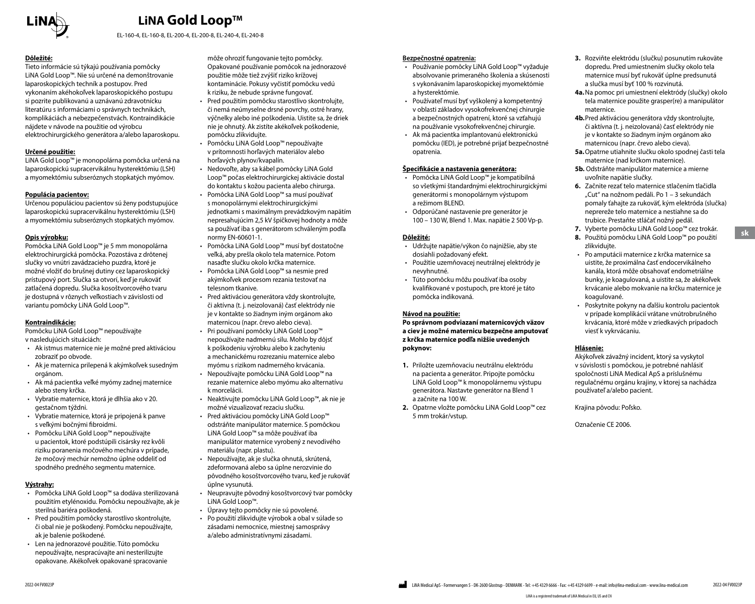# LiNA Gold Loop™

EL-160-4, EL-160-8, EL-200-4, EL-200-8, EL-240-4, EL-240-8

**Dôležité:**

Tieto informácie sú týkajú používania pomôcky LiNA Gold Loop™. Nie sú určené na demonštrovanie laparoskopických techník a postupov. Pred vykonaním akéhokoľvek laparoskopického postupu si pozrite publikovanú a uznávanú zdravotnícku literatúru s informáciami o správnych technikách, komplikáciách a nebezpečenstvách. Kontraindikácie nájdete v návode na použitie od výrobcu elektrochirurgického generátora a/alebo laparoskopu.

**Určené použitie:**

LiNA Gold Loop™ je monopolárna pomôcka určená na laparoskopickú supracervikálnu hysterektómiu (LSH) a myomektómiu subseróznych stopkatých myómov.

**Populácia pacientov:**

Určenou populáciou pacientov sú ženy podstupujúce laparoskopickú supracervikálnu hysterektómiu (LSH) a myomektómiu subseróznych stopkatých myómov.

**Opis výrobku:**

Pomôcka LiNA Gold Loop™ je 5 mm monopolárna elektrochirurgická pomôcka. Pozostáva z drôtenej slučky vo vnútri zavádzacieho puzdra, ktoré je možné vložiť do brušnej dutiny cez laparoskopický prístupový port. Slučka sa otvorí, keď je rukoväť zatlačená dopredu. Slučka kosoštvorcového tvaru je dostupná v rôznych veľkostiach v závislosti od variantu pomôcky LiNA Gold Loop™.

**Kontraindikácie:**

Pomôcku LiNA Gold Loop™ nepoužívajte v nasledujúcich situáciách:

- Ak istmus maternice nie je možné pred aktiváciou zobraziť po obvode.
- Ak je maternica prilepená k akýmkoľvek susedným orgánom.
- Ak má pacientka veľké myómy zadnej maternice alebo steny krčka.
- Vybratie maternice, ktorá je dlhšia ako v 20. gestačnom týždni.
- Vybratie maternice, ktorá je pripojená k panve s veľkými bočnými fibroidmi.
- Pomôcku LiNA Gold Loop™ nepoužívajte u pacientok, ktoré podstúpili cisársky rez kvôli riziku poranenia močového mechúra v prípade, že močový mechúr nemožno úplne oddeliť od spodného predného segmentu maternice.

**Výstrahy:**

- Pomôcka LiNA Gold Loop™ sa dodáva sterilizovaná použitím etylénoxidu. Pomôcku nepoužívajte, ak je sterilná bariéra poškodená.
- Pred použitím pomôcky starostlivo skontrolujte, či obal nie je poškodený. Pomôcku nepoužívajte, ak je balenie poškodené.
- Len na jednorazové použitie. Túto pomôcku nepoužívajte, nespracúvajte ani nesterilizujte opakovane. Akékoľvek opakované spracovanie môže ohroziť fungovanie tejto pomôcky. Opakované používanie pomôcok na jednorazové použitie môže tiež zvýšiť riziko krížovej kontaminácie. Pokusy vyčistiť pomôcku vedú k riziku, že nebude správne fungovať.
- Pred použitím pomôcky starostlivo skontrolujte, či nemá neúmyselne drsné povrchy, ostré hrany, výčnelky alebo iné poškodenia. Uistite sa, že driek nie je ohnutý. Ak zistíte akékoľvek poškodenie, pomôcku zlikvidujte.
- Pomôcku LiNA Gold Loop™ nepoužívajte v prítomnosti horľavých materiálov alebo horľavých plynov/kvapalín.
- Nedovoľte, aby sa kábel pomôcky LiNA Gold Loop™ počas elektrochirurgickej aktivácie dostal do kontaktu s kožou pacienta alebo chirurga.
- Pomôcka LiNA Gold Loop™ sa musí používať s monopolárnymi elektrochirurgickými jednotkami s maximálnym prevádzkovým napätím nepresahujúcim 2,5 kV špičkovej hodnoty a môže sa používať iba s generátorom schváleným podľa normy EN-60601-1.
- Pomôcka LiNA Gold Loop™ musí byť dostatočne veľká, aby prešla okolo tela maternice. Potom nasaďte slučku okolo krčka maternice.
- Pomôcka LiNA Gold Loop™ sa nesmie pred akýmkoľvek procesom rezania testovať na telesnom tkanive.
- Pred aktiváciou generátora vždy skontrolujte, či aktívna (t. j. neizolovaná) časť elektródy nie je v kontakte so žiadnym iným orgánom ako maternicou (napr. črevo alebo cievy).
- Pri používaní pomôcky LiNA Gold Loop™ nepoužívajte nadmernú silu. Mohlo by dôjsť k poškodeniu výrobku alebo k zachyteniu a mechanickému rozrezaniu maternice alebo myómu s rizikom nadmerného krvácania.
- Nepoužívajte pomôcku LiNA Gold Loop™ na rezanie maternice alebo myómu ako alternatívu k morcelácii.
- Neaktivujte pomôcku LiNA Gold Loop™, ak nie je možné vizualizovať reziacu slučku.
- Pred aktiváciou pomôcky LiNA Gold Loop™ odstráňte manipulátor maternice. S pomôckou LiNA Gold Loop™ sa môže používať iba manipulátor maternice vyrobený z nevodivého materiálu (napr. plastu).
- Nepoužívajte, ak je slučka ohnutá, skrútená, zdeformovaná alebo sa úplne nerozvinie do pôvodného kosoštvorcového tvaru, keď je rukoväť úplne vysunutá.
- Neupravujte pôvodný kosoštvorcový tvar pomôcky LiNA Gold Loop™.
- Úpravy tejto pomôcky nie sú povolené.
- Po použití zlikvidujte výrobok a obal v súlade so zásadami nemocnice, miestnej samosprávy a/alebo administratívnymi zásadami.

**Bezpečnostné opatrenia:**

- Používanie pomôcky LiNA Gold Loop™ vyžaduje absolvovanie primeraného školenia a skúsenosti s vykonávaním laparoskopickej myomektómie a hysterektómie.
- Používateľ musí byť vyškolený a kompetentný v oblasti základov vysokofrekvenčnej chirurgie a bezpečnostných opatrení, ktoré sa vzťahujú na používanie vysokofrekvenčnej chirurgie.
- Ak má pacientka implantovanú elektronickú pomôcku (IED), je potrebné prijať bezpečnostné opatrenia.

**Špecifikácie a nastavenia generátora:**

- Pomôcka LiNA Gold Loop™ je kompatibilná so všetkými štandardnými elektrochirurgickými generátormi s monopolárnym výstupom a režimom BLEND.
- Odporúčané nastavenie pre generátor je 100 – 130 W, Blend 1. Max. napätie 2 500 Vp-p.

**Dôležité:**

- Udržujte napätie/výkon čo najnižšie, aby ste dosiahli požadovaný efekt.
- Použitie uzemňovacej neutrálnej elektródy je nevyhnutné.
- Túto pomôcku môžu používať iba osoby kvalifikované v postupoch, pre ktoré je táto pomôcka indikovaná.

**Návod na použitie:**

**Po správnom podviazaní maternicových väzov a ciev je možné maternicu bezpečne amputovať z krčka maternice podľa nižšie uvedených pokynov:**

1. Priložte uzemňovaciu neutrálnu elektródu na pacienta a generátor. Pripojte pomôcku LiNA Gold Loop™ k monopolárnemu výstupu generátora. Nastavte generátor na Blend 1 a začnite na 100 W.
2. Opatrne vložte pomôcku LiNA Gold Loop™ cez 5 mm trokár/vstup.
3. Rozviňte elektródu (slučku) posunutím rukoväte dopredu. Pred umiestnením slučky okolo tela maternice musí byť rukoväť úplne predsunutá a slučka musí byť 100 % rozvinutá.

**4a.** Na pomoc pri umiestnení elektródy (slučky) okolo tela maternice použite grasper(re) a manipulátor maternice.

**4b.** Pred aktiváciou generátora vždy skontrolujte, či aktívna (t. j. neizolovaná) časť elektródy nie je v kontakte so žiadnym iným orgánom ako maternicou (napr. črevo alebo cievy).

**5a.** Opatrne utiahnite slučku okolo spodnej časti tela maternice (nad krčkom maternice).

**5b.** Odstráňte manipulátor maternice a mierne uvoľnite napätie slučky.

**6.** Začnite rezať telo maternice stlačením tlačidla „Cut“ na nožnom pedáli. Po 1 – 3 sekundách pomaly ťahajte za rukoväť, kým elektróda (slučka) neprereže telo maternice a nestiahne sa do trubice. Prestaňte stláčať nožný pedál.

**7.** Vyberte pomôcku LiNA Gold Loop™ cez trokár.

**8.** Použitú pomôcku LiNA Gold Loop™ po použití zlikvidujte.

- Po amputácii maternice z krčka maternice sa uistite, že proximálna časť endocervikálneho kanála, ktorá môže obsahovať endometriálne bunky, je koagulovaná, a uistite sa, že akékoľvek krvácanie alebo mokvanie na krčku maternice je koagulované.
- Poskytnite pokyny na ďalšiu kontrolu pacientok v prípade komplikácií vrátane vnútrobrušného krvácania, ktoré môže v zriedkavých prípadoch viesť k vykrvácaniu.

**Hlásenie:**

Akýkoľvek závažný incident, ktorý sa vyskytol v súvislosti s pomôckou, je potrebné nahlásiť spoločnosti LiNA Medical ApS a príslušnému regulačnému orgánu krajiny, v ktorej sa nachádza používateľ a/alebo pacient.

Krajina pôvodu: Poľsko.

Označenie CE 2006.

LiNA Medical ApS - Formervangen 5 - DK-2600 Glostrup - DENMARK - Tel: +45 4329 6666 - Fax: +45 4329 6699 - e-mail: info@lina-medical.com - www.lina-medical.com

LiNA is a registered trademark of LiNA Medical in EU, US and CN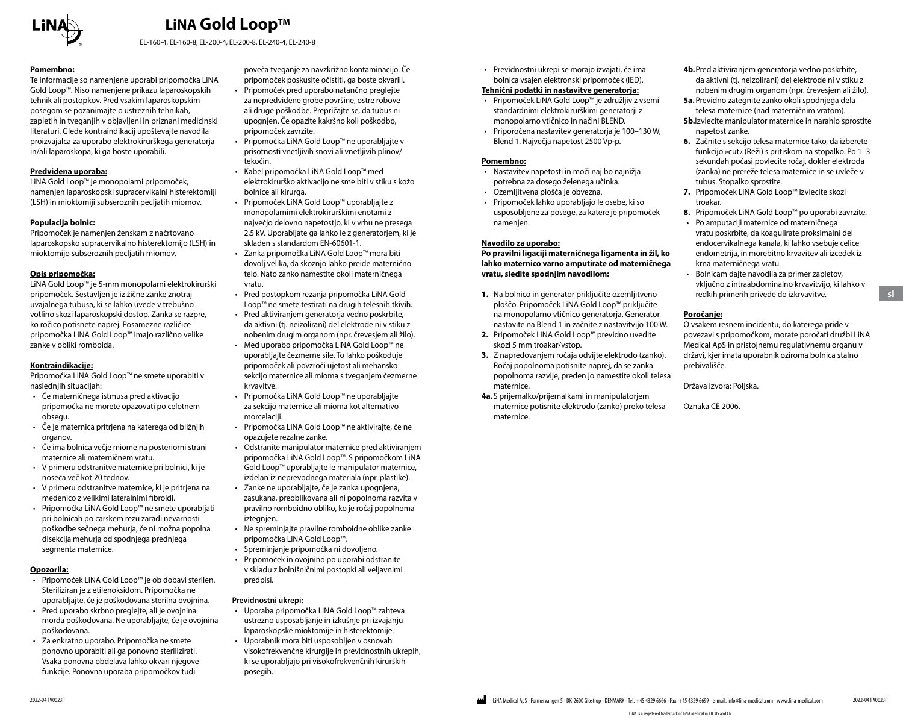# LiNA Gold Loop™

EL-160-4, EL-160-8, EL-200-4, EL-200-8, EL-240-4, EL-240-8

**Pomembno:**

Te informacije so namenjene uporabi pripomočka LiNA Gold Loop™. Niso namenjene prikazu laparoskopskih tehnik ali postopkov. Pred vsakim laparoskopskim posegom se pozanimajte o ustreznih tehnikah, zapletih in tveganjih v objavljeni in priznani medicinski literaturi. Glede kontraindikacij upoštevajte navodila proizvajalca za uporabo elektrokirurškega generatorja in/ali laparoskopa, ki ga boste uporabili.

**Predvidena uporaba:**

LiNA Gold Loop™ je monopolarni pripomoček, namenjen laparoskopski supracervikalni histerektomiji (LSH) in miektomiji subseroznih pecljatih miomov.

**Populacija bolnic:**

Pripomoček je namenjen ženskam z načrtovano laparoskopsko supracervikalno histerektomijo (LSH) in miektomijo subseroznih pecljatih miomov.

**Opis pripomočka:**

LiNA Gold Loop™ je 5-mm monopolarni elektrokirurški pripomoček. Sestavljen je iz žične zanke znotraj uvajalnega tubusa, ki se lahko uvede v trebušno votlino skozi laparoskopski dostop. Zanka se razpre, ko ročico potisnete naprej. Posamezne različice pripomočka LiNA Gold Loop™ imajo različno velike zanke v obliki romboida.

**Kontraindikacije:**

Pripomočka LiNA Gold Loop™ ne smete uporabiti v naslednjih situacijah:

- Če materničnega istmusa pred aktivacijo pripomočka ne morete opazovati po celotnem obsegu.
- Če je maternica pritrjena na katerega od bližnjih organov.
- Če ima bolnica večje miome na posteriorni strani maternice ali materničnem vratu.
- V primeru odstranitve maternice pri bolnici, ki je noseča več kot 20 tednov.
- V primeru odstranitve maternice, ki je pritrjena na medenico z velikimi lateralnimi fibroidi.
- Pripomočka LiNA Gold Loop™ ne smete uporabljati pri bolnicah po carskem rezu zaradi nevarnosti poškodbe sečnega mehurja, če ni možna popolna disekcija mehurja od spodnjega prednjega segmenta maternice.

**Opozorila:**

- Pripomoček LiNA Gold Loop™ je ob dobavi sterilen. Steriliziran je z etilenoksidom. Pripomočka ne uporabljajte, če je poškodovana sterilna ovojnina.
- Pred uporabo skrbno preglejte, ali je ovojnina morda poškodovana. Ne uporabljajte, če je ovojnina poškodovana.
- Za enkratno uporabo. Pripomočka ne smete ponovno uporabiti ali ga ponovno sterilizirati. Vsaka ponovna obdelava lahko okvari njegove funkcije. Ponovna uporaba pripomočkov tudi poveča tveganje za navzkrižno kontaminacijo. Če pripomoček poskusite očistiti, ga boste okvarili.
- Pripomoček pred uporabo natančno preglejte za nepredvidene grobe površine, ostre robove ali druge poškodbe. Prepričajte se, da tubus ni upognjen. Če opazite kakršno koli poškodbo, pripomoček zavrzite.
- Pripomočka LiNA Gold Loop™ ne uporabljajte v prisotnosti vnetljivih snovi ali vnetljivih plinov/tekočin.
- Kabel pripomočka LiNA Gold Loop™ med elektrokirurško aktivacijo ne sme biti v stiku s kožo bolnice ali kirurga.
- Pripomoček LiNA Gold Loop™ uporabljajte z monopolarnimi elektrokirurškimi enotami z največjo delovno napetostjo, ki v vrhu ne presega 2,5 kV. Uporabljate ga lahko le z generatorjem, ki je skladen s standardom EN-60601-1.
- Zanka pripomočka LiNA Gold Loop™ mora biti dovolj velika, da skoznjo lahko preide maternično telo. Nato zanko namestite okoli materničnega vratu.
- Pred postopkom rezanja pripomočka LiNA Gold Loop™ ne smete testirati na drugih telesnih tkivih.
- Pred aktiviranjem generatorja vedno poskrbite, da aktivni (tj. neizolirani) del elektrode ni v stiku z nobenim drugim organom (npr. črevesjem ali žilo).
- Med uporabo pripomočka LiNA Gold Loop™ ne uporabljajte čezmerne sile. To lahko poškoduje pripomoček ali povzroči ujetost ali mehansko sekcijo maternice ali mioma s tveganjem čezmerne krvavitve.
- Pripomočka LiNA Gold Loop™ ne uporabljajte za sekcijo maternice ali mioma kot alternativo morcelaciji.
- Pripomočka LiNA Gold Loop™ ne aktivirajte, če ne opazujete rezalne zanke.
- Odstranite manipulator maternice pred aktiviranjem pripomočka LiNA Gold Loop™. S pripomočkom LiNA Gold Loop™ uporabljajte le manipulator maternice, izdelan iz neprevodnega materiala (npr. plastike).
- Zanke ne uporabljajte, če je zanka upognjena, zasukana, preoblikovana ali ni popolnoma razvita v pravilno romboidno obliko, ko je ročaj popolnoma iztegnjen.
- Ne spreminjajte pravilne romboidne oblike zanke pripomočka LiNA Gold Loop™.
- Spreminjanje pripomočka ni dovoljeno.
- Pripomoček in ovojnino po uporabi odstranite v skladu z bolnišničnimi postopki ali veljavnimi predpisi.

**Previdnostni ukrepi:**

- Uporaba pripomočka LiNA Gold Loop™ zahteva ustrezno usposabljanje in izkušnje pri izvajanju laparoskopske miektomije in histerektomije.
- Uporabnik mora biti usposobljen v osnovah visokofrekvenčne kirurgije in previdnostnih ukrepih, ki se uporabljajo pri visokofrekvenčnih kirurških posegih.
- Previdnostni ukrepi se morajo izvajati, če ima bolnica vsajen elektronski pripomoček (IED).

**Tehnični podatki in nastavitve generatorja:**

- Pripomoček LiNA Gold Loop™ je združljiv z vsemi standardnimi elektrokirurškimi generatorji z monopolarno vtičnico in načini BLEND.
- Priporočena nastavitev generatorja je 100–130 W, Blend 1. Največja napetost 2500 Vp-p.

**Pomembno:**

- Nastavitev napetosti in moči naj bo najnižja potrebna za dosego želenega učinka.
- Ozemljitvena plošča je obvezna.
- Pripomoček lahko uporabljajo le osebe, ki so usposobljene za posege, za katere je pripomoček namenjen.

**Navodilo za uporabo:**

**Po pravilni ligaciji materničnega ligamenta in žil, ko lahko maternico varno amputirate od materničnega vratu, sledite spodnjim navodilom:**

1. Na bolnico in generator priključite ozemljitveno ploščo. Pripomoček LiNA Gold Loop™ priključite na monopolarno vtičnico generatorja. Generator nastavite na Blend 1 in začnite z nastavitvijo 100 W.
2. Pripomoček LiNA Gold Loop™ previdno uvedite skozi 5 mm troakar/vstop.
3. Z napredovanjem ročaja odvijte elektrodo (zanko). Ročaj popolnoma potisnite naprej, da se zanka popolnoma razvije, preden jo namestite okoli telesa maternice.

**4a.** S prijemalko/prijemalkami in manipulatorjem maternice potisnite elektrodo (zanko) preko telesa maternice.

**4b.** Pred aktiviranjem generatorja vedno poskrbite, da aktivni (tj. neizolirani) del elektrode ni v stiku z nobenim drugim organom (npr. črevesjem ali žilo).

**5a.** Previdno zategnite zanko okoli spodnjega dela telesa maternice (nad materničnim vratom).

**5b.** Izvlecite manipulator maternice in narahlo sprostite napetost zanke.

**6.** Začnite s sekcijo telesa maternice tako, da izberete funkcijo »cut« (Reži) s pritiskom na stopalko. Po 1–3 sekundah počasi povlecite ročaj, dokler elektroda (zanka) ne prereže telesa maternice in se uvleče v tubus. Stopalko sprostite.

**7.** Pripomoček LiNA Gold Loop™ izvlecite skozi troakar.

**8.** Pripomoček LiNA Gold Loop™ po uporabi zavrzite.

- Po amputaciji maternice od materničnega vratu poskrbite, da koagulirate proksimalni del endocervikalnega kanala, ki lahko vsebuje celice endometrija, in morebitno krvavitev ali izcedek iz krna materničnega vratu.
- Bolnicam dajte navodila za primer zapletov, vključno z intraabdominalno krvavitvijo, ki lahko v redkih primerih privede do izkrvavitve.

**Poročanje:**

O vsakem resnem incidentu, do katerega pride v povezavi s pripomočkom, morate poročati družbi LiNA Medical ApS in pristojnemu regulativnemu organu v državi, kjer imata uporabnik oziroma bolnica stalno prebivališče.

Država izvora: Poljska.

Oznaka CE 2006.

LiNA Medical ApS - Formervangen 5 - DK-2600 Glostrup - DENMARK - Tel: +45 4329 6666 - Fax: +45 4329 6699 - e-mail: info@lina-medical.com - www.lina-medical.com

LiNA is a registered trademark of LiNA Medical in EU, US and CN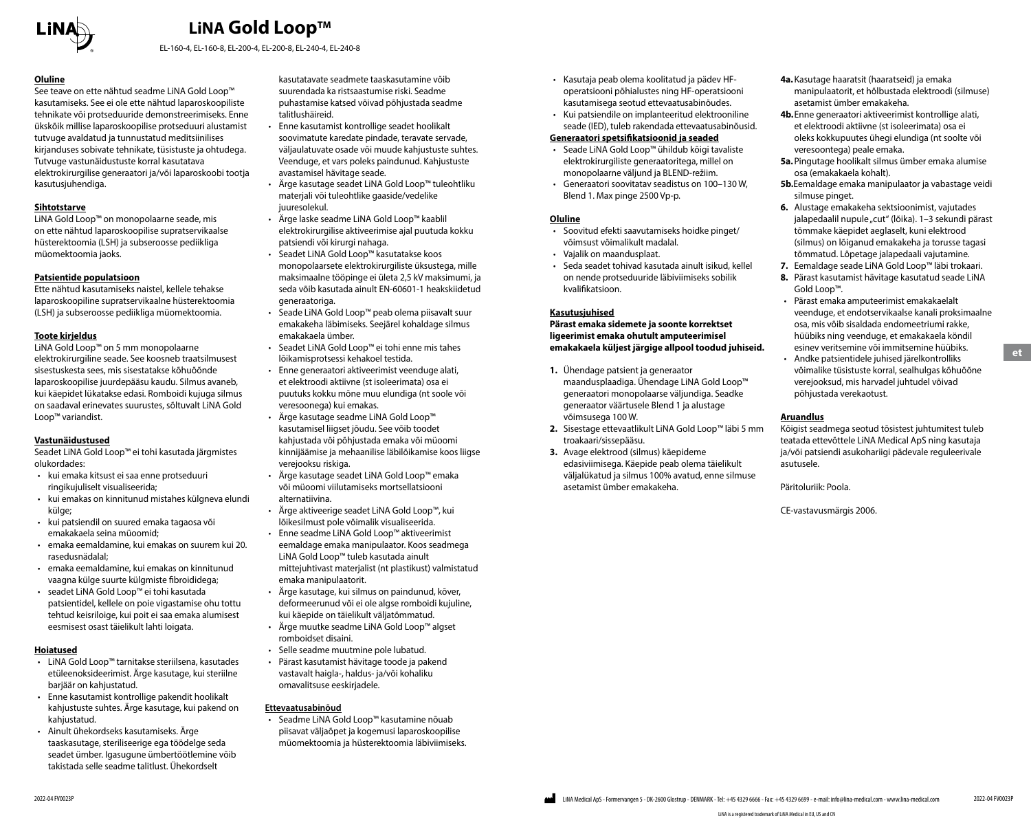# LiNA Gold Loop™

EL-160-4, EL-160-8, EL-200-4, EL-200-8, EL-240-4, EL-240-8

**Oluline**

See teave on ette nähtud seadme LiNA Gold Loop™ kasutamiseks. See ei ole ette nähtud laparoskoopiliste tehnikate või protseduuride demonstreerimiseks. Enne ükskõik millise laparoskoopilise protseduuri alustamist tutvuge avaldatud ja tunnustatud meditsiinilises kirjanduses sobivate tehnikate, tüsistuste ja ohtudega. Tutvuge vastunäidustuste korral kasutatava elektrokirurgilise generaatori ja/või laparoskoobi tootja kasutusjuhendiga.

**Sihtotstarve**

LiNA Gold Loop™ on monopolaarne seade, mis on ette nähtud laparoskoopilise supratservikaalse hüsterektoomia (LSH) ja subseroosse pediikliga müomektoomia jaoks.

**Patsientide populatsioon**

Ette nähtud kasutamiseks naistel, kellele tehakse laparoskoopiline supratservikaalne hüsterektoomia (LSH) ja subseroosse pediikliga müomektoomia.

**Toote kirjeldus**

LiNA Gold Loop™ on 5 mm monopolaarne elektrokirurgiline seade. See koosneb traatsilmusest sisestuskesta sees, mis sisestatakse kõhuõõnde laparoskoopilise juurdepääsu kaudu. Silmus avaneb, kui käepidet lükatakse edasi. Romboidi kujuga silmus on saadaval erinevates suurustes, sõltuvalt LiNA Gold Loop™ variandist.

**Vastunäidustused**

Seadet LiNA Gold Loop™ ei tohi kasutada järgmistes olukordades:

- kui emaka kitsust ei saa enne protseduuri ringikujuliselt visualiseerida;
- kui emakas on kinnitunud mistahes külgneva elundi külge;
- kui patsiendil on suured emaka tagaosa või emakakaela seina müoomid;
- emaka eemaldamine, kui emakas on suurem kui 20. rasedusnädalal;
- emaka eemaldamine, kui emakas on kinnitunud vaagna külge suurte külgmiste fibroididega;
- seadet LiNA Gold Loop™ ei tohi kasutada patsientidel, kellele on poie vigastamise ohu tottu tehtud keisriloige, kui poit ei saa emaka alumisest eesmisest osast täielikult lahti loigata.

**Hoiatused**

- LiNA Gold Loop™ tarnitakse steriilsena, kasutades etüleenoksideerimist. Ärge kasutage, kui steriilne barjäär on kahjustatud.
- Enne kasutamist kontrollige pakendit hoolikalt kahjustuste suhtes. Ärge kasutage, kui pakend on kahjustatud.
- Ainult ühekordseks kasutamiseks. Ärge taaskasutage, steriliseerige ega töödelge seda seadet ümber. Igasugune ümbertöötlemine võib takistada selle seadme talitlust. Ühekordselt kasutatavate seadmete taaskasutamine võib suurendada ka ristsaastumise riski. Seadme puhastamise katsed võivad põhjustada seadme talitlushäireid.
- Enne kasutamist kontrollige seadet hoolikalt soovimatute karedate pindade, teravate servade, väljaulatuvate osade või muude kahjustuste suhtes. Veenduge, et vars poleks paindunud. Kahjustuste avastamisel hävitage seade.
- Ärge kasutage seadet LiNA Gold Loop™ tuleohtliku materjali või tuleohtlike gaaside/vedelike juuresolekul.
- Ärge laske seadme LiNA Gold Loop™ kaablil elektrokirurgilise aktiveerimise ajal puutuda kokku patsiendi või kirurgi nahaga.
- Seadet LiNA Gold Loop™ kasutatakse koos monopolaarsete elektrokirurgiliste üksustega, mille maksimaalne tööpinge ei ületa 2,5 kV maksimumi, ja seda võib kasutada ainult EN-60601-1 heakskiidetud generaatoriga.
- Seade LiNA Gold Loop™ peab olema piisavalt suur emakakeha läbimiseks. Seejärel kohaldage silmus emakakaela ümber.
- Seadet LiNA Gold Loop™ ei tohi enne mis tahes lõikamisprotsessi kehakoel testida.
- Enne generaatori aktiveerimist veenduge alati, et elektroodi aktiivne (st isoleerimata) osa ei puutuks kokku mõne muu elundiga (nt soole või veresoonega) kui emakas.
- Ärge kasutage seadme LiNA Gold Loop™ kasutamisel liigset jõudu. See võib toodet kahjustada või põhjustada emaka või müoomi kinnijäämise ja mehaanilise läbilõikamise koos liigse verejooksu riskiga.
- Ärge kasutage seadet LiNA Gold Loop™ emaka või müoomi viilutamiseks mortsellatsiooni alternatiivina.
- Ärge aktiveerige seadet LiNA Gold Loop™, kui lõikesilmust pole võimalik visualiseerida.
- Enne seadme LiNA Gold Loop™ aktiveerimist eemaldage emaka manipulaator. Koos seadmega LiNA Gold Loop™ tuleb kasutada ainult mittejuhtivast materjalist (nt plastikust) valmistatud emaka manipulaatorit.
- Ärge kasutage, kui silmus on paindunud, kõver, deformeerunud või ei ole algse romboidi kujuline, kui käepide on täielikult väljatõmmatud.
- Ärge muutke seadme LiNA Gold Loop™ algset romboidset disaini.
- Selle seadme muutmine pole lubatud.
- Pärast kasutamist hävitage toode ja pakend vastavalt haigla-, haldus- ja/või kohaliku omavalitsuse eeskirjadele.

**Ettevaatusabinõud**

- Seadme LiNA Gold Loop™ kasutamine nõuab piisavat väljaõpet ja kogemusi laparoskoopilise müomektoomia ja hüsterektoomia läbiviimiseks.
- Kasutaja peab olema koolitatud ja pädev HF-operatsiooni põhialustes ning HF-operatsiooni kasutamisega seotud ettevaatusabinõudes.
- Kui patsiendile on implanteeritud elektrooniline seade (IED), tuleb rakendada ettevaatusabinõusid.

**Generaatori spetsifikatsioonid ja seaded**

- Seade LiNA Gold Loop™ ühildub kõigi tavaliste elektrokirurgiliste generaatoritega, millel on monopolaarne väljund ja BLEND-režiim.
- Generaatori soovitatav seadistus on 100–130 W, Blend 1. Max pinge 2500 Vp-p.

**Oluline**

- Soovitud efekti saavutamiseks hoidke pinget/võimsust võimalikult madalal.
- Vajalik on maandusplaat.
- Seda seadet tohivad kasutada ainult isikud, kellel on nende protseduuride läbiviimiseks sobilik kvalifikatsioon.

**Kasutusjuhised**

**Pärast emaka sidemete ja soonte korrektset ligeerimist emaka ohutult amputeerimisel emakakaela küljest järgige allpool toodud juhiseid.**

1. Ühendage patsient ja generaator maandusplaadiga. Ühendage LiNA Gold Loop™ generaatori monopolaarse väljundiga. Seadke generaator väärtusele Blend 1 ja alustage võimsusega 100 W.
2. Sisestage ettevaatlikult LiNA Gold Loop™ läbi 5 mm troakaari/sissepääsu.
3. Avage elektrood (silmus) käepideme edasiviimisega. Käepide peab olema täielikult väljalükatud ja silmus 100% avatud, enne silmuse asetamist ümber emakakeha.

**4a.** Kasutage haaratsit (haaratseid) ja emaka manipulaatorit, et hõlbustada elektroodi (silmuse) asetamist ümber emakakeha.

**4b.** Enne generaatori aktiveerimist kontrollige alati, et elektroodi aktiivne (st isoleerimata) osa ei oleks kokkupuutes ühegi elundiga (nt soolte või veresoontega) peale emaka.

**5a.** Pingutage hoolikalt silmus ümber emaka alumise osa (emakakaela kohalt).

**5b.** Eemaldage emaka manipulaator ja vabastage veidi silmuse pinget.

6. Alustage emakakeha sektsioonimist, vajutades jalapedaalil nupule „cut" (lõika). 1–3 sekundi pärast tõmmake käepidet aeglaselt, kuni elektrood (silmus) on lõiganud emakakeha ja torusse tagasi tõmmatud. Lõpetage jalapedaali vajutamine.
7. Eemaldage seade LiNA Gold Loop™ läbi trokaari.
8. Pärast kasutamist hävitage kasutatud seade LiNA Gold Loop™.

- Pärast emaka amputeerimist emakakaelalt veenduge, et endotservikaalse kanali proksimaalne osa, mis võib sisaldada endomeetriumi rakke, hüübiks ning veenduge, et emakakaela köndil esinev veritsemine või immitsemine hüübiks.
- Andke patsientidele juhised järelkontrolliks võimalike tüsistuste korral, sealhulgas kõhuõõne verejooksud, mis harvadel juhtudel võivad põhjustada verekaotust.

**Aruandlus**

Kõigist seadmega seotud tõsistest juhtumitest tuleb teatada ettevõttele LiNA Medical ApS ning kasutaja ja/või patsiendi asukohariigi pädevale reguleerivale asutusele.

Päritoluriik: Poola.

CE-vastavusmärgis 2006.

LiNA Medical ApS - Formervangen 5 - DK-2600 Glostrup - DENMARK - Tel: +45 4329 6666 - Fax: +45 4329 6699 - e-mail: info@lina-medical.com - www.lina-medical.com

LiNA is a registered trademark of LiNA Medical in EU, US and CN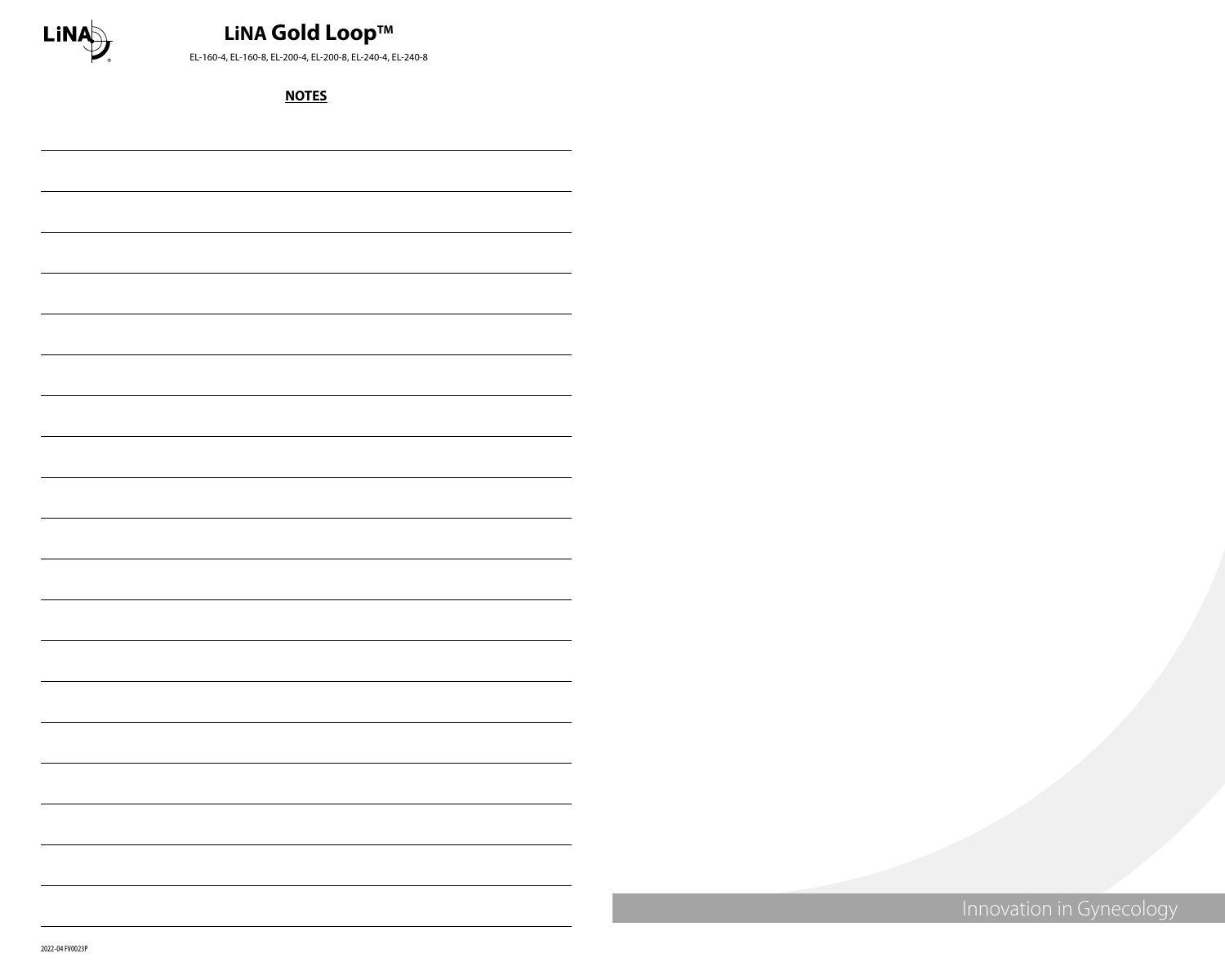# LiNA Gold Loop™

EL-160-4, EL-160-8, EL-200-4, EL-200-8, EL-240-4, EL-240-8

**NOTES**

Innovation in Gynecology

2022-04 FV0023P